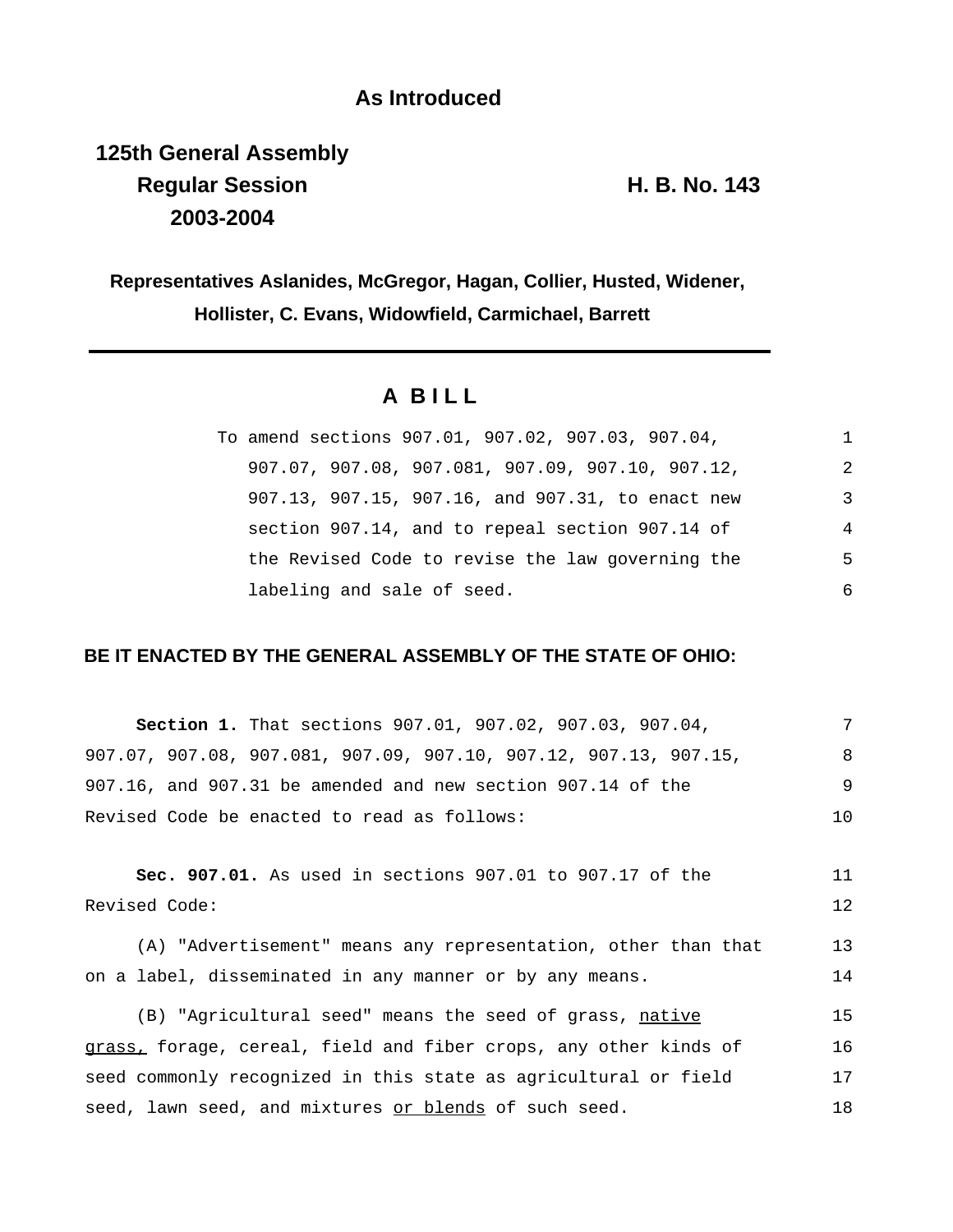## As Introduced

**125th General Assembly**
**Regular Session** **H. B. No. 143**
**2003-2004**

**Representatives Aslanides, McGregor, Hagan, Collier, Husted, Widener, Hollister, C. Evans, Widowfield, Carmichael, Barrett**

---

# A BILL

To amend sections 907.01, 907.02, 907.03, 907.04, 907.07, 907.08, 907.081, 907.09, 907.10, 907.12, 907.13, 907.15, 907.16, and 907.31, to enact new section 907.14, and to repeal section 907.14 of the Revised Code to revise the law governing the labeling and sale of seed.

**BE IT ENACTED BY THE GENERAL ASSEMBLY OF THE STATE OF OHIO:**

**Section 1.** That sections 907.01, 907.02, 907.03, 907.04, 907.07, 907.08, 907.081, 907.09, 907.10, 907.12, 907.13, 907.15, 907.16, and 907.31 be amended and new section 907.14 of the Revised Code be enacted to read as follows:

**Sec. 907.01.** As used in sections 907.01 to 907.17 of the Revised Code:

(A) "Advertisement" means any representation, other than that on a label, disseminated in any manner or by any means.

(B) "Agricultural seed" means the seed of grass, <u>native grass,</u> forage, cereal, field and fiber crops, any other kinds of seed commonly recognized in this state as agricultural or field seed, lawn seed, and mixtures <u>or blends</u> of such seed.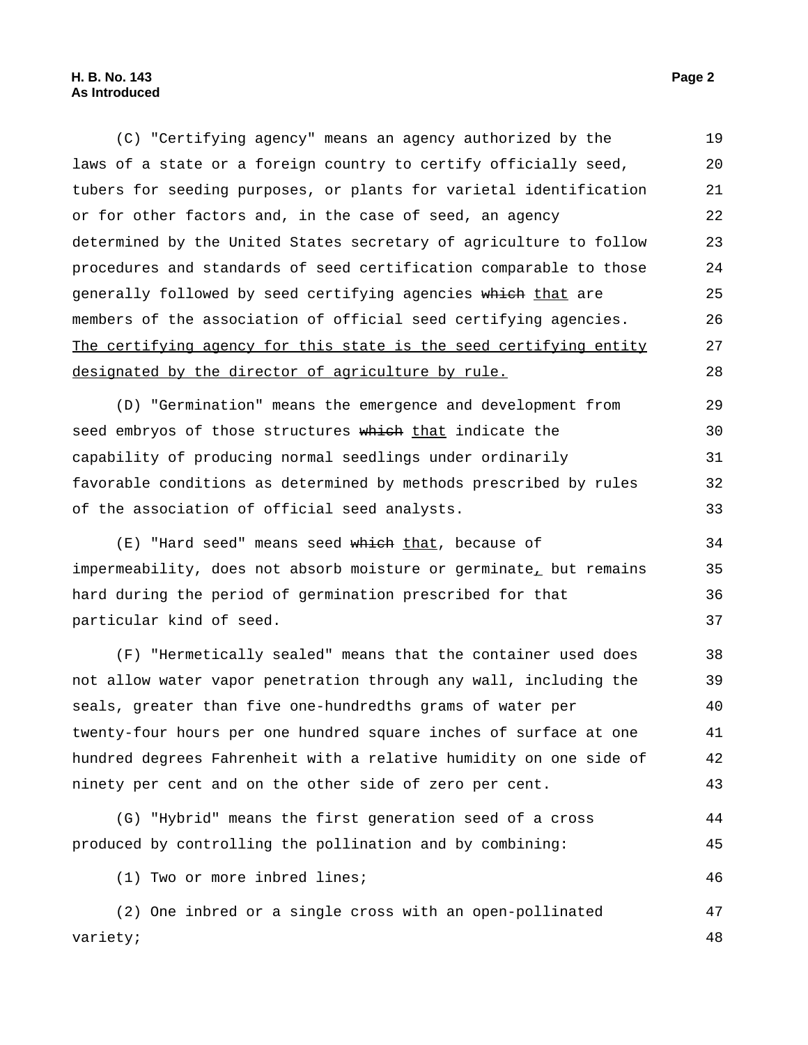(C) "Certifying agency" means an agency authorized by the laws of a state or a foreign country to certify officially seed, tubers for seeding purposes, or plants for varietal identification or for other factors and, in the case of seed, an agency determined by the United States secretary of agriculture to follow procedures and standards of seed certification comparable to those generally followed by seed certifying agencies ~~which~~ that are members of the association of official seed certifying agencies. The certifying agency for this state is the seed certifying entity designated by the director of agriculture by rule.

(D) "Germination" means the emergence and development from seed embryos of those structures ~~which~~ that indicate the capability of producing normal seedlings under ordinarily favorable conditions as determined by methods prescribed by rules of the association of official seed analysts.

(E) "Hard seed" means seed ~~which~~ that, because of impermeability, does not absorb moisture or germinate, but remains hard during the period of germination prescribed for that particular kind of seed.

(F) "Hermetically sealed" means that the container used does not allow water vapor penetration through any wall, including the seals, greater than five one-hundredths grams of water per twenty-four hours per one hundred square inches of surface at one hundred degrees Fahrenheit with a relative humidity on one side of ninety per cent and on the other side of zero per cent.

(G) "Hybrid" means the first generation seed of a cross produced by controlling the pollination and by combining:

(1) Two or more inbred lines;

(2) One inbred or a single cross with an open-pollinated variety;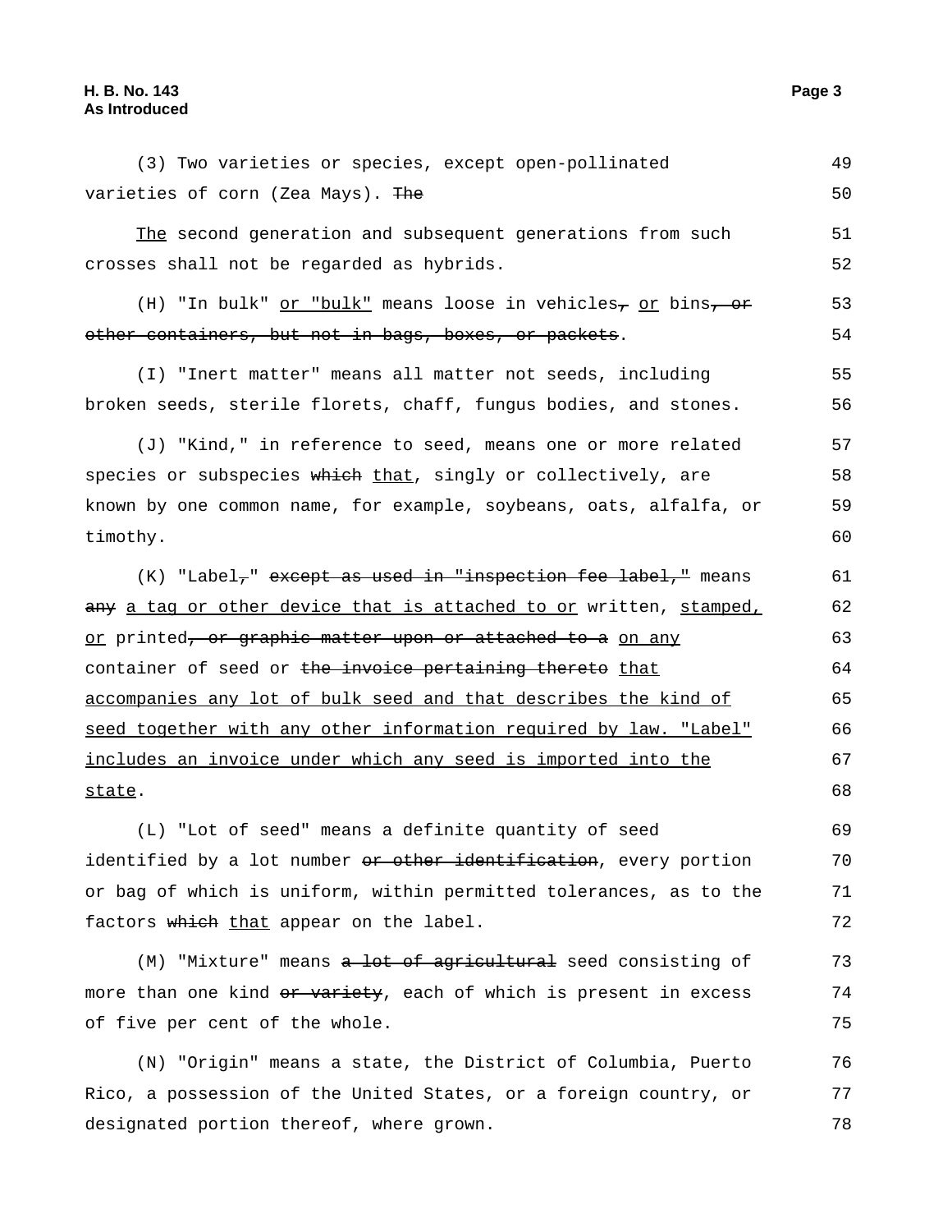(3) Two varieties or species, except open-pollinated varieties of corn (Zea Mays). ~~The~~

The second generation and subsequent generations from such crosses shall not be regarded as hybrids.

(H) "In bulk" or "bulk" means loose in vehicles~~,~~ or bins~~, or other containers, but not in bags, boxes, or packets~~.

(I) "Inert matter" means all matter not seeds, including broken seeds, sterile florets, chaff, fungus bodies, and stones.

(J) "Kind," in reference to seed, means one or more related species or subspecies ~~which~~ that, singly or collectively, are known by one common name, for example, soybeans, oats, alfalfa, or timothy.

(K) "Label~~,~~" ~~except as used in "inspection fee label,"~~ means ~~any~~ a tag or other device that is attached to or written, stamped, or printed~~, or graphic matter upon or attached to a~~ on any container of seed or ~~the invoice pertaining thereto~~ that accompanies any lot of bulk seed and that describes the kind of seed together with any other information required by law. "Label" includes an invoice under which any seed is imported into the state.

(L) "Lot of seed" means a definite quantity of seed identified by a lot number ~~or other identification~~, every portion or bag of which is uniform, within permitted tolerances, as to the factors ~~which~~ that appear on the label.

(M) "Mixture" means ~~a lot of agricultural~~ seed consisting of more than one kind ~~or variety~~, each of which is present in excess of five per cent of the whole.

(N) "Origin" means a state, the District of Columbia, Puerto Rico, a possession of the United States, or a foreign country, or designated portion thereof, where grown.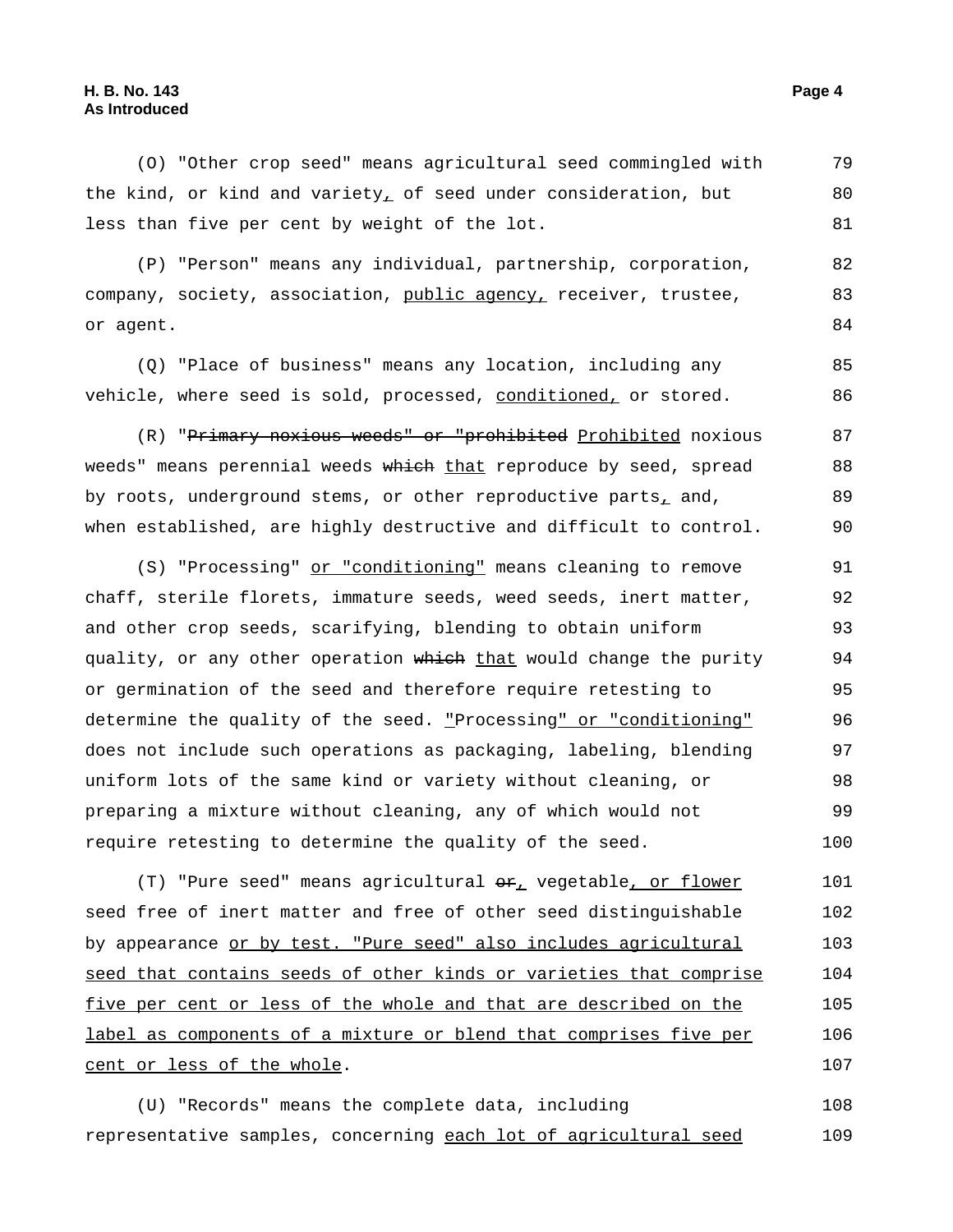(O) "Other crop seed" means agricultural seed commingled with the kind, or kind and variety, of seed under consideration, but less than five per cent by weight of the lot.

(P) "Person" means any individual, partnership, corporation, company, society, association, public agency, receiver, trustee, or agent.

(Q) "Place of business" means any location, including any vehicle, where seed is sold, processed, conditioned, or stored.

(R) "~~Primary noxious weeds" or "prohibited~~ Prohibited noxious weeds" means perennial weeds ~~which~~ that reproduce by seed, spread by roots, underground stems, or other reproductive parts, and, when established, are highly destructive and difficult to control.

(S) "Processing" or "conditioning" means cleaning to remove chaff, sterile florets, immature seeds, weed seeds, inert matter, and other crop seeds, scarifying, blending to obtain uniform quality, or any other operation ~~which~~ that would change the purity or germination of the seed and therefore require retesting to determine the quality of the seed. "Processing" or "conditioning" does not include such operations as packaging, labeling, blending uniform lots of the same kind or variety without cleaning, or preparing a mixture without cleaning, any of which would not require retesting to determine the quality of the seed.

(T) "Pure seed" means agricultural ~~or~~, vegetable, or flower seed free of inert matter and free of other seed distinguishable by appearance or by test. "Pure seed" also includes agricultural seed that contains seeds of other kinds or varieties that comprise five per cent or less of the whole and that are described on the label as components of a mixture or blend that comprises five per cent or less of the whole.

(U) "Records" means the complete data, including representative samples, concerning each lot of agricultural seed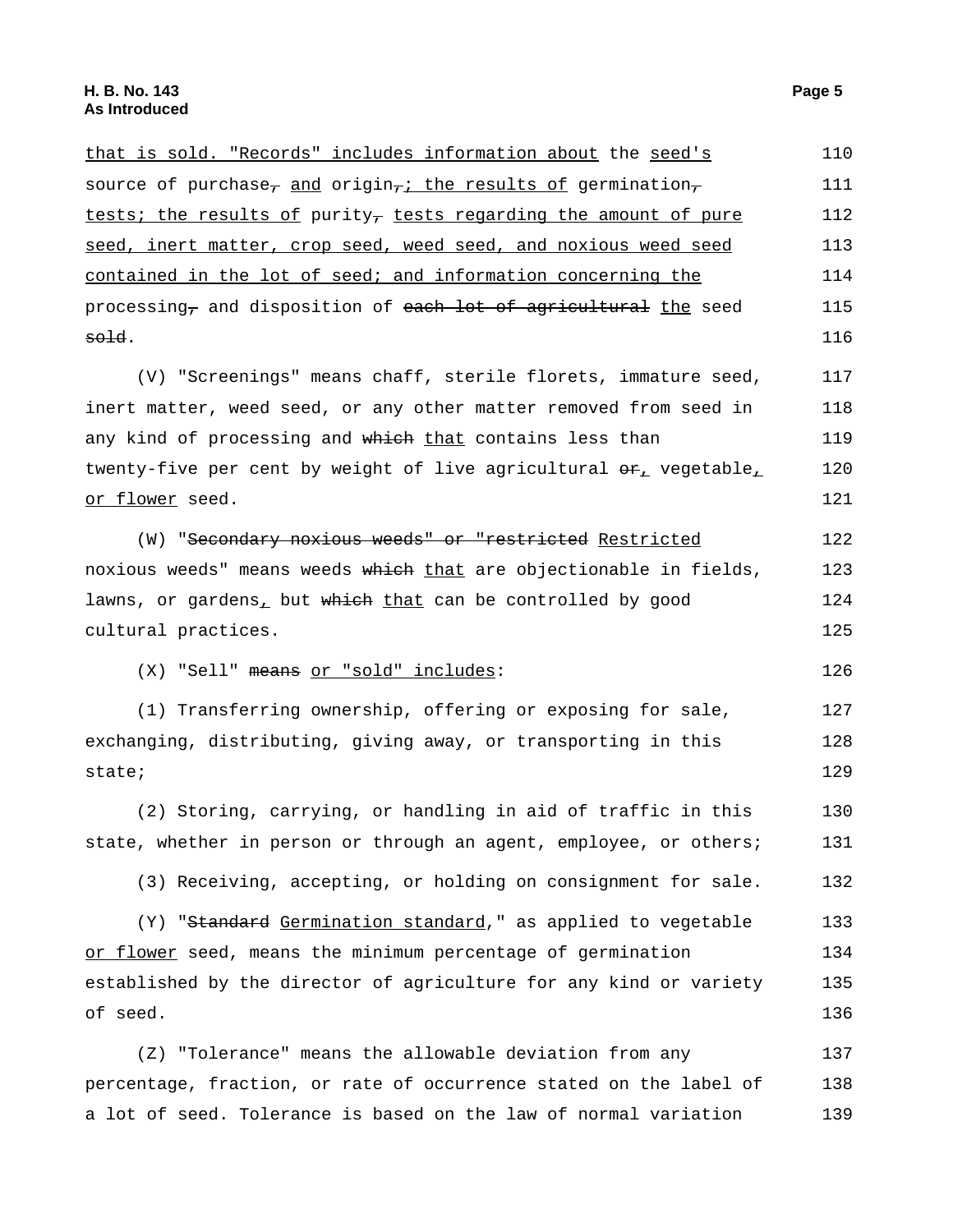that is sold. "Records" includes information about the seed's source of purchase, and origin,; the results of germination, tests; the results of purity, tests regarding the amount of pure seed, inert matter, crop seed, weed seed, and noxious weed seed contained in the lot of seed; and information concerning the processing, and disposition of each lot of agricultural the seed sold.

(V) "Screenings" means chaff, sterile florets, immature seed, inert matter, weed seed, or any other matter removed from seed in any kind of processing and which that contains less than twenty-five per cent by weight of live agricultural or, vegetable, or flower seed.

(W) "Secondary noxious weeds" or "restricted Restricted noxious weeds" means weeds which that are objectionable in fields, lawns, or gardens, but which that can be controlled by good cultural practices.

(X) "Sell" means or "sold" includes:

(1) Transferring ownership, offering or exposing for sale, exchanging, distributing, giving away, or transporting in this state;

(2) Storing, carrying, or handling in aid of traffic in this state, whether in person or through an agent, employee, or others;

(3) Receiving, accepting, or holding on consignment for sale.

(Y) "Standard Germination standard," as applied to vegetable or flower seed, means the minimum percentage of germination established by the director of agriculture for any kind or variety of seed.

(Z) "Tolerance" means the allowable deviation from any percentage, fraction, or rate of occurrence stated on the label of a lot of seed. Tolerance is based on the law of normal variation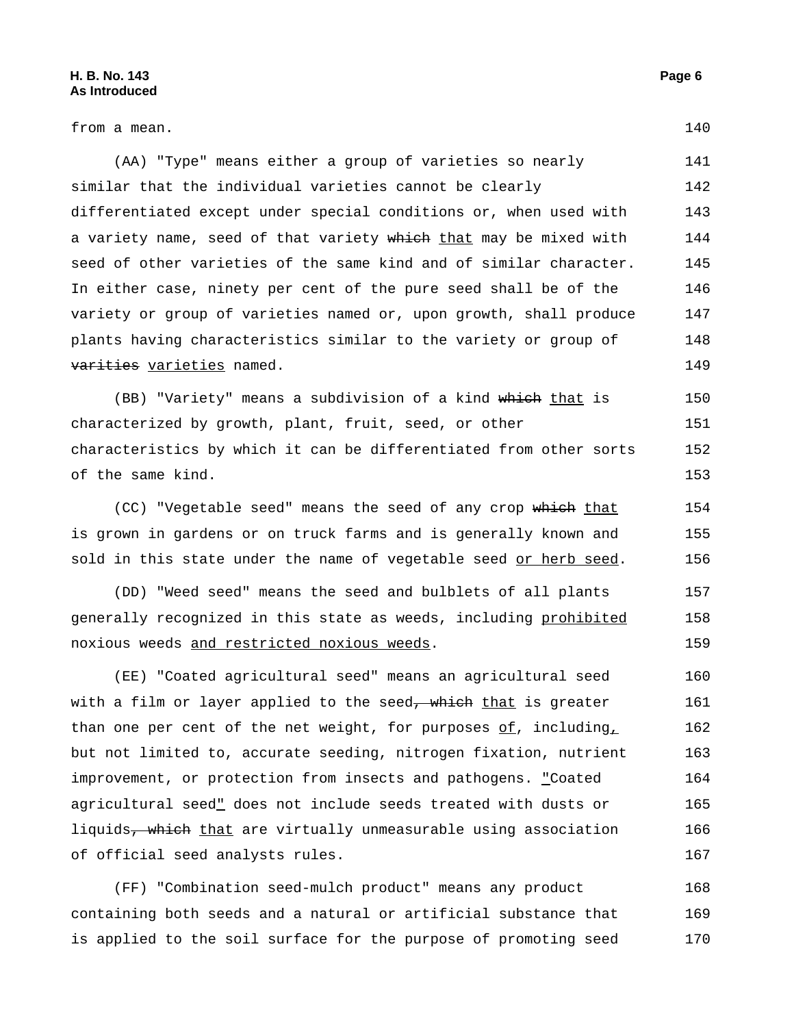from a mean.

(AA) "Type" means either a group of varieties so nearly similar that the individual varieties cannot be clearly differentiated except under special conditions or, when used with a variety name, seed of that variety ~~which~~ that may be mixed with seed of other varieties of the same kind and of similar character. In either case, ninety per cent of the pure seed shall be of the variety or group of varieties named or, upon growth, shall produce plants having characteristics similar to the variety or group of ~~varities~~ varieties named.

(BB) "Variety" means a subdivision of a kind ~~which~~ that is characterized by growth, plant, fruit, seed, or other characteristics by which it can be differentiated from other sorts of the same kind.

(CC) "Vegetable seed" means the seed of any crop ~~which~~ that is grown in gardens or on truck farms and is generally known and sold in this state under the name of vegetable seed or herb seed.

(DD) "Weed seed" means the seed and bulblets of all plants generally recognized in this state as weeds, including prohibited noxious weeds and restricted noxious weeds.

(EE) "Coated agricultural seed" means an agricultural seed with a film or layer applied to the seed~~, which~~ that is greater than one per cent of the net weight, for purposes of, including, but not limited to, accurate seeding, nitrogen fixation, nutrient improvement, or protection from insects and pathogens. "Coated agricultural seed" does not include seeds treated with dusts or liquids~~, which~~ that are virtually unmeasurable using association of official seed analysts rules.

(FF) "Combination seed-mulch product" means any product containing both seeds and a natural or artificial substance that is applied to the soil surface for the purpose of promoting seed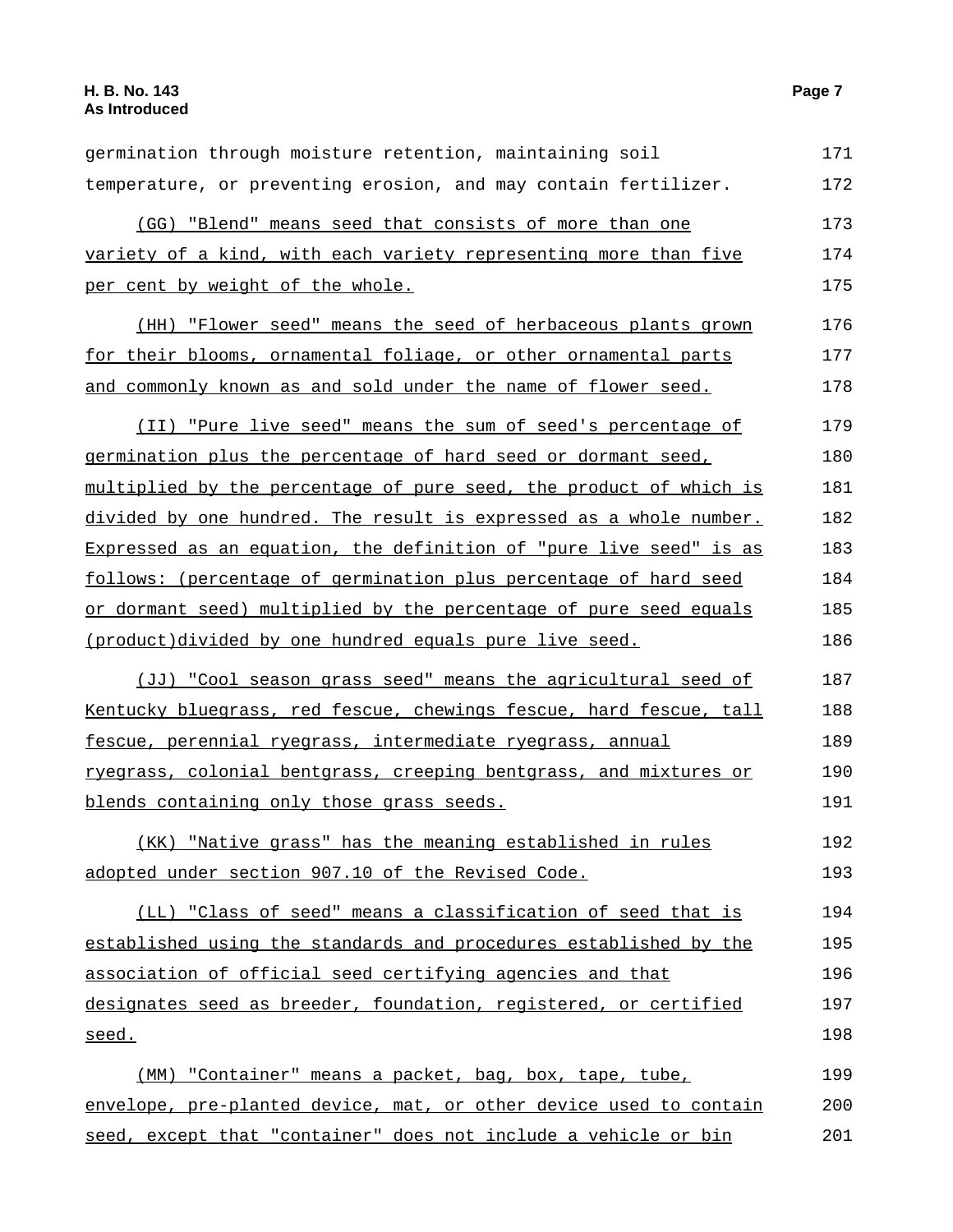germination through moisture retention, maintaining soil temperature, or preventing erosion, and may contain fertilizer.

(GG) "Blend" means seed that consists of more than one variety of a kind, with each variety representing more than five per cent by weight of the whole.

(HH) "Flower seed" means the seed of herbaceous plants grown for their blooms, ornamental foliage, or other ornamental parts and commonly known as and sold under the name of flower seed.

(II) "Pure live seed" means the sum of seed's percentage of germination plus the percentage of hard seed or dormant seed, multiplied by the percentage of pure seed, the product of which is divided by one hundred. The result is expressed as a whole number. Expressed as an equation, the definition of "pure live seed" is as follows: (percentage of germination plus percentage of hard seed or dormant seed) multiplied by the percentage of pure seed equals (product)divided by one hundred equals pure live seed.

(JJ) "Cool season grass seed" means the agricultural seed of Kentucky bluegrass, red fescue, chewings fescue, hard fescue, tall fescue, perennial ryegrass, intermediate ryegrass, annual ryegrass, colonial bentgrass, creeping bentgrass, and mixtures or blends containing only those grass seeds.

(KK) "Native grass" has the meaning established in rules adopted under section 907.10 of the Revised Code.

(LL) "Class of seed" means a classification of seed that is established using the standards and procedures established by the association of official seed certifying agencies and that designates seed as breeder, foundation, registered, or certified seed.

(MM) "Container" means a packet, bag, box, tape, tube, envelope, pre-planted device, mat, or other device used to contain seed, except that "container" does not include a vehicle or bin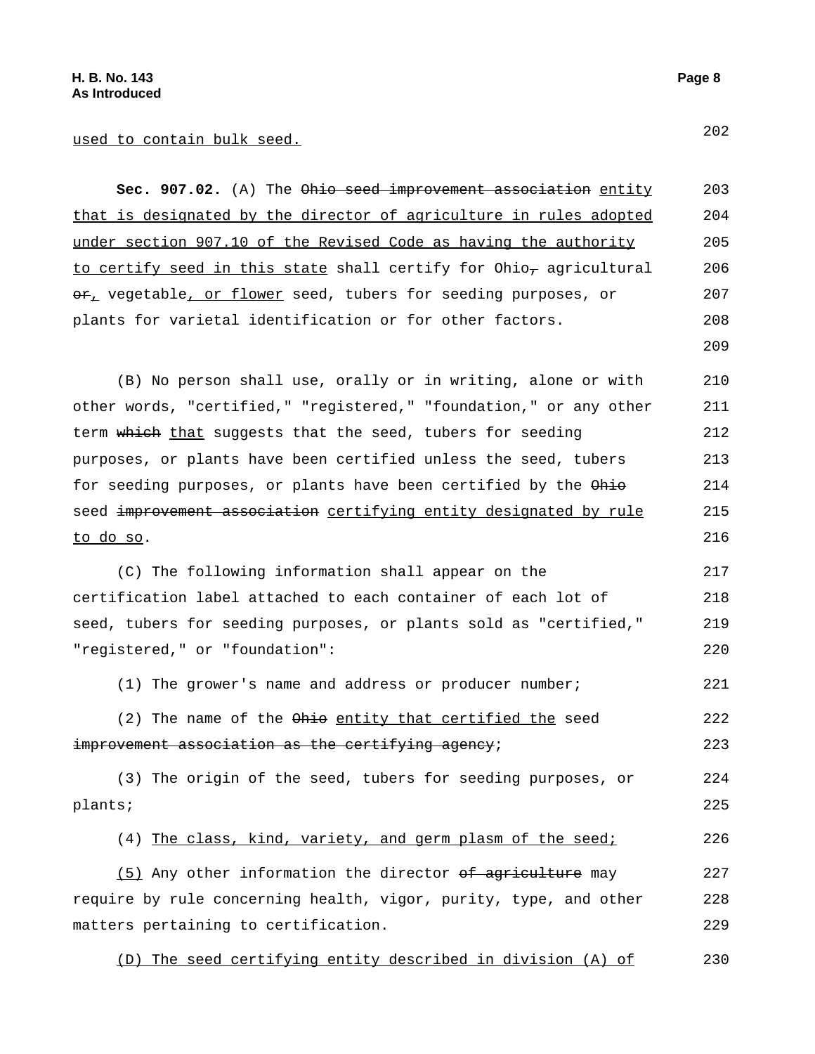used to contain bulk seed.

**Sec. 907.02.** (A) The ~~Ohio seed improvement association~~ entity that is designated by the director of agriculture in rules adopted under section 907.10 of the Revised Code as having the authority to certify seed in this state shall certify for Ohio~~,~~ agricultural ~~or~~, vegetable, or flower seed, tubers for seeding purposes, or plants for varietal identification or for other factors.

(B) No person shall use, orally or in writing, alone or with other words, "certified," "registered," "foundation," or any other term ~~which~~ that suggests that the seed, tubers for seeding purposes, or plants have been certified unless the seed, tubers for seeding purposes, or plants have been certified by the ~~Ohio~~ seed ~~improvement association~~ certifying entity designated by rule to do so.

(C) The following information shall appear on the certification label attached to each container of each lot of seed, tubers for seeding purposes, or plants sold as "certified," "registered," or "foundation":

(1) The grower's name and address or producer number;

(2) The name of the ~~Ohio~~ entity that certified the seed ~~improvement association as the certifying agency~~;

(3) The origin of the seed, tubers for seeding purposes, or plants;

(4) The class, kind, variety, and germ plasm of the seed;

(5) Any other information the director ~~of agriculture~~ may require by rule concerning health, vigor, purity, type, and other matters pertaining to certification.

(D) The seed certifying entity described in division (A) of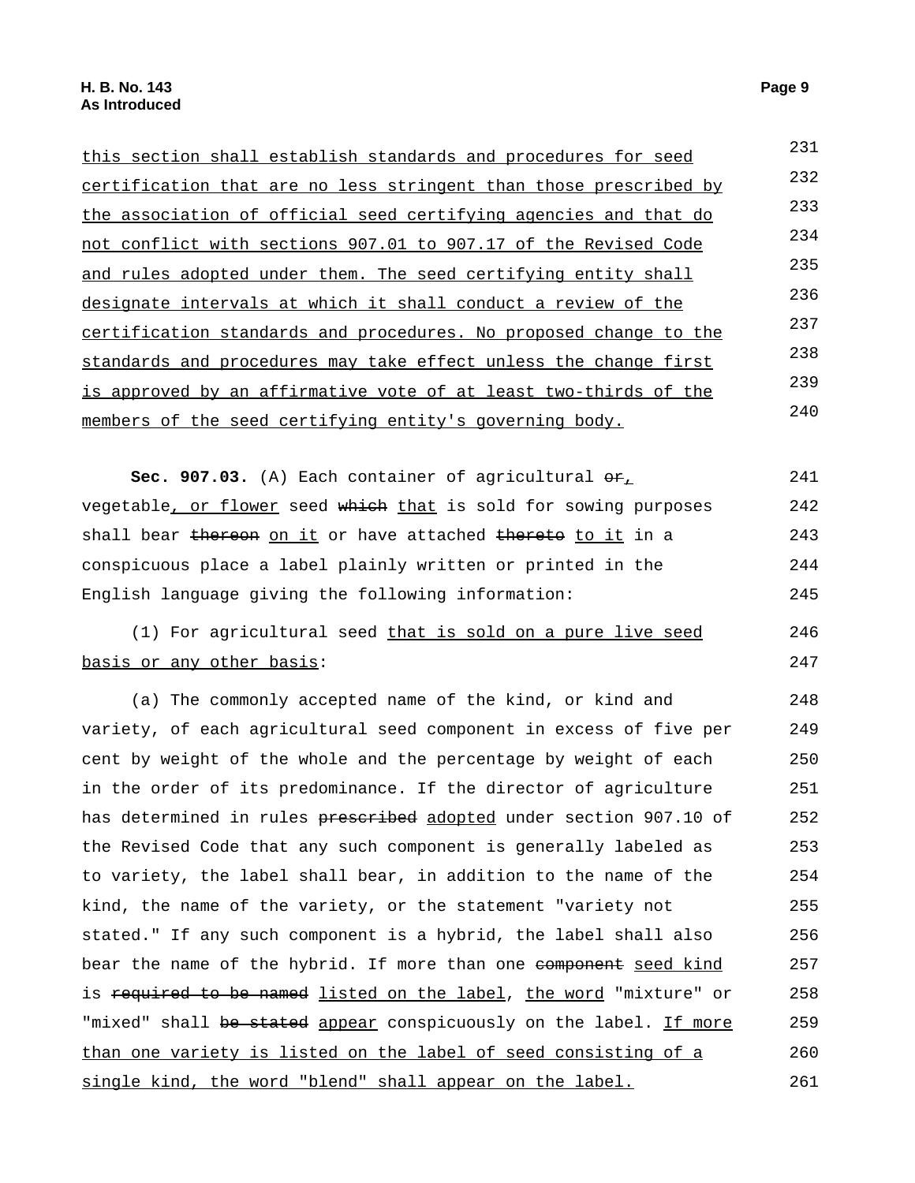this section shall establish standards and procedures for seed certification that are no less stringent than those prescribed by the association of official seed certifying agencies and that do not conflict with sections 907.01 to 907.17 of the Revised Code and rules adopted under them. The seed certifying entity shall designate intervals at which it shall conduct a review of the certification standards and procedures. No proposed change to the standards and procedures may take effect unless the change first is approved by an affirmative vote of at least two-thirds of the members of the seed certifying entity's governing body.

**Sec. 907.03.** (A) Each container of agricultural ~~or~~, vegetable, or flower seed ~~which~~ that is sold for sowing purposes shall bear ~~thereon~~ on it or have attached ~~thereto~~ to it in a conspicuous place a label plainly written or printed in the English language giving the following information:

(1) For agricultural seed that is sold on a pure live seed basis or any other basis:

(a) The commonly accepted name of the kind, or kind and variety, of each agricultural seed component in excess of five per cent by weight of the whole and the percentage by weight of each in the order of its predominance. If the director of agriculture has determined in rules ~~prescribed~~ adopted under section 907.10 of the Revised Code that any such component is generally labeled as to variety, the label shall bear, in addition to the name of the kind, the name of the variety, or the statement "variety not stated." If any such component is a hybrid, the label shall also bear the name of the hybrid. If more than one ~~component~~ seed kind is ~~required to be named~~ listed on the label, the word "mixture" or "mixed" shall ~~be stated~~ appear conspicuously on the label. If more than one variety is listed on the label of seed consisting of a single kind, the word "blend" shall appear on the label.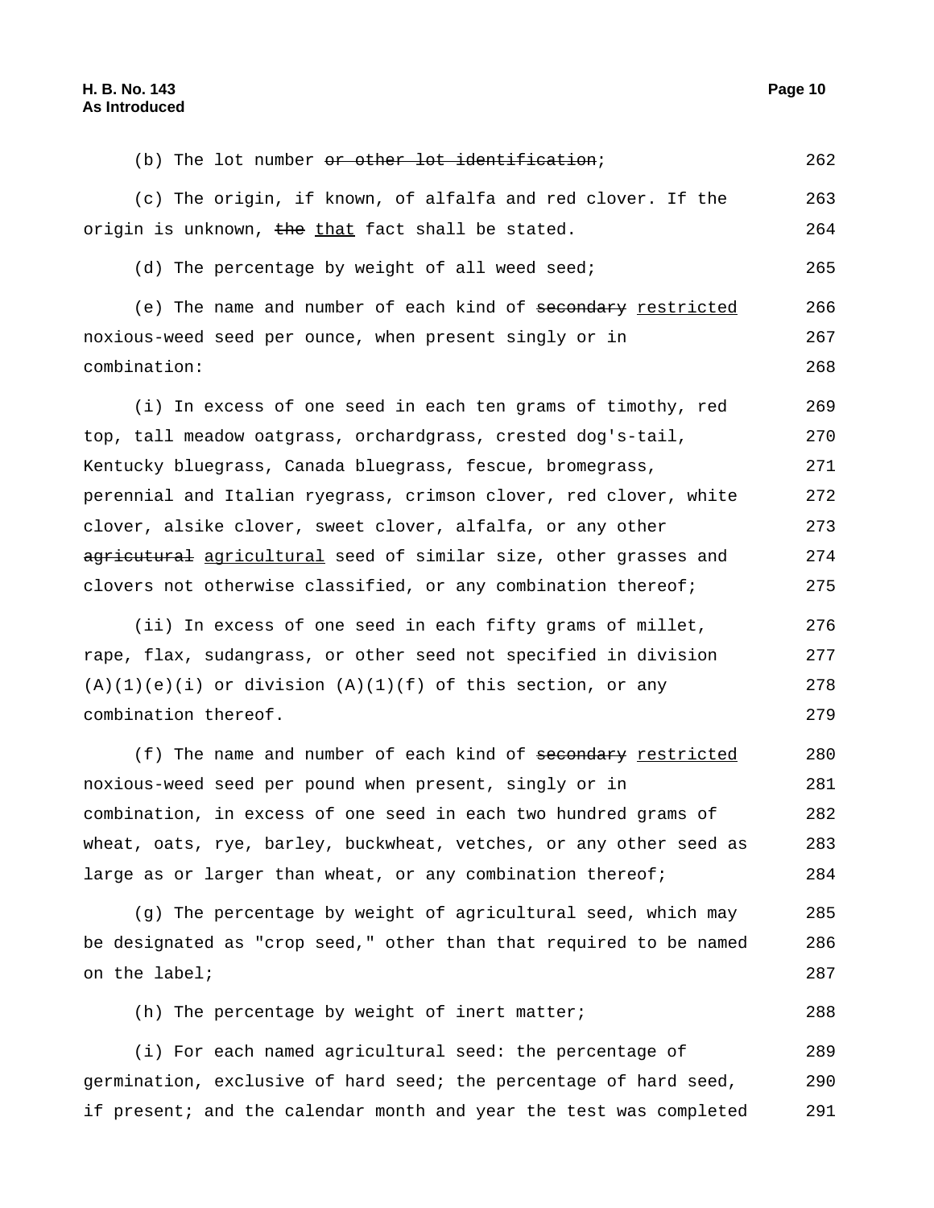(b) The lot number ~~or other lot identification~~;

(c) The origin, if known, of alfalfa and red clover. If the origin is unknown, ~~the~~ <u>that</u> fact shall be stated.

(d) The percentage by weight of all weed seed;

(e) The name and number of each kind of ~~secondary~~ <u>restricted</u> noxious-weed seed per ounce, when present singly or in combination:

(i) In excess of one seed in each ten grams of timothy, red top, tall meadow oatgrass, orchardgrass, crested dog's-tail, Kentucky bluegrass, Canada bluegrass, fescue, bromegrass, perennial and Italian ryegrass, crimson clover, red clover, white clover, alsike clover, sweet clover, alfalfa, or any other ~~agricutural~~ <u>agricultural</u> seed of similar size, other grasses and clovers not otherwise classified, or any combination thereof;

(ii) In excess of one seed in each fifty grams of millet, rape, flax, sudangrass, or other seed not specified in division (A)(1)(e)(i) or division (A)(1)(f) of this section, or any combination thereof.

(f) The name and number of each kind of ~~secondary~~ <u>restricted</u> noxious-weed seed per pound when present, singly or in combination, in excess of one seed in each two hundred grams of wheat, oats, rye, barley, buckwheat, vetches, or any other seed as large as or larger than wheat, or any combination thereof;

(g) The percentage by weight of agricultural seed, which may be designated as "crop seed," other than that required to be named on the label;

(h) The percentage by weight of inert matter;

(i) For each named agricultural seed: the percentage of germination, exclusive of hard seed; the percentage of hard seed, if present; and the calendar month and year the test was completed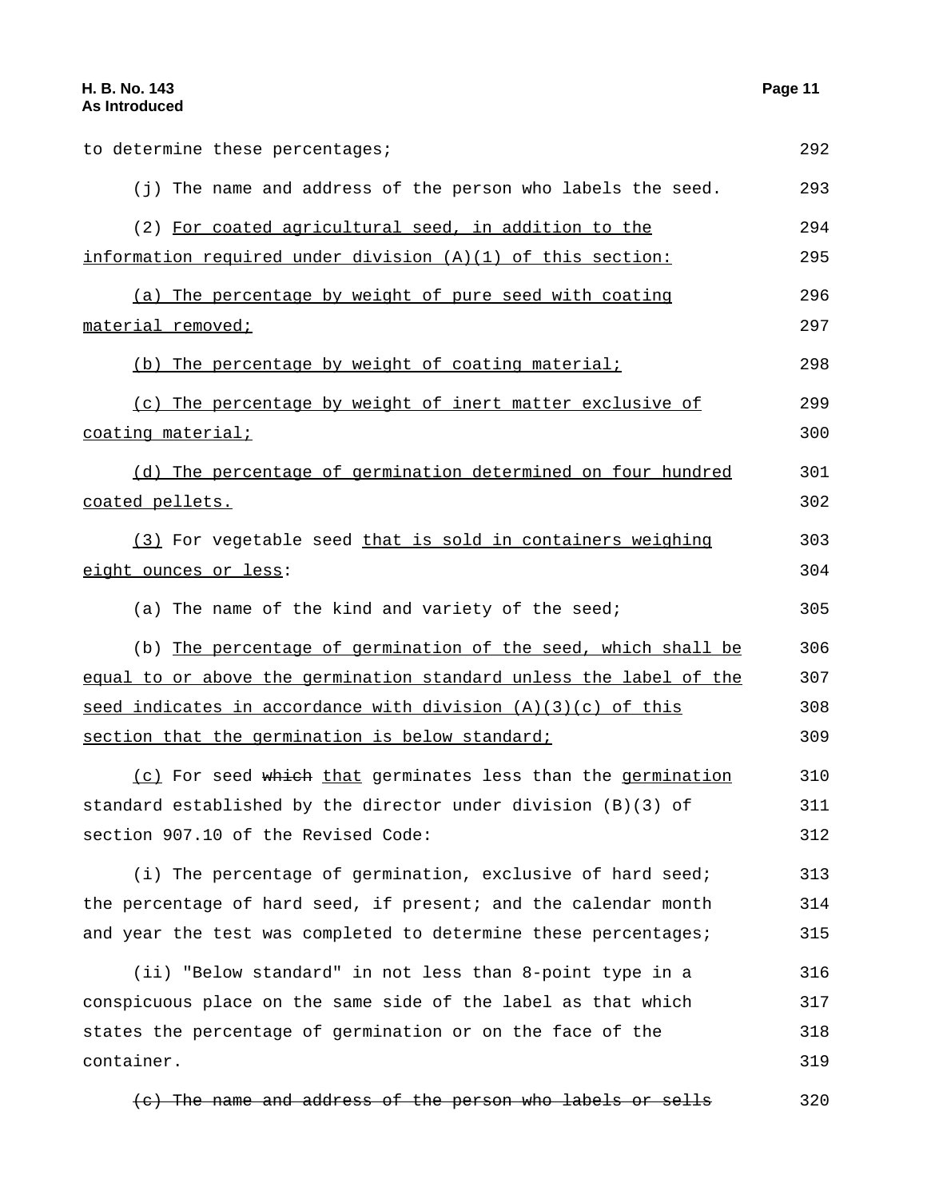to determine these percentages;

(j) The name and address of the person who labels the seed.

(2) For coated agricultural seed, in addition to the information required under division (A)(1) of this section:

(a) The percentage by weight of pure seed with coating material removed;

(b) The percentage by weight of coating material;

(c) The percentage by weight of inert matter exclusive of coating material;

(d) The percentage of germination determined on four hundred coated pellets.

(3) For vegetable seed that is sold in containers weighing eight ounces or less:

(a) The name of the kind and variety of the seed;

(b) The percentage of germination of the seed, which shall be equal to or above the germination standard unless the label of the seed indicates in accordance with division (A)(3)(c) of this section that the germination is below standard;

(c) For seed ~~which~~ that germinates less than the germination standard established by the director under division (B)(3) of section 907.10 of the Revised Code:

(i) The percentage of germination, exclusive of hard seed; the percentage of hard seed, if present; and the calendar month and year the test was completed to determine these percentages;

(ii) "Below standard" in not less than 8-point type in a conspicuous place on the same side of the label as that which states the percentage of germination or on the face of the container.

~~(c) The name and address of the person who labels or sells~~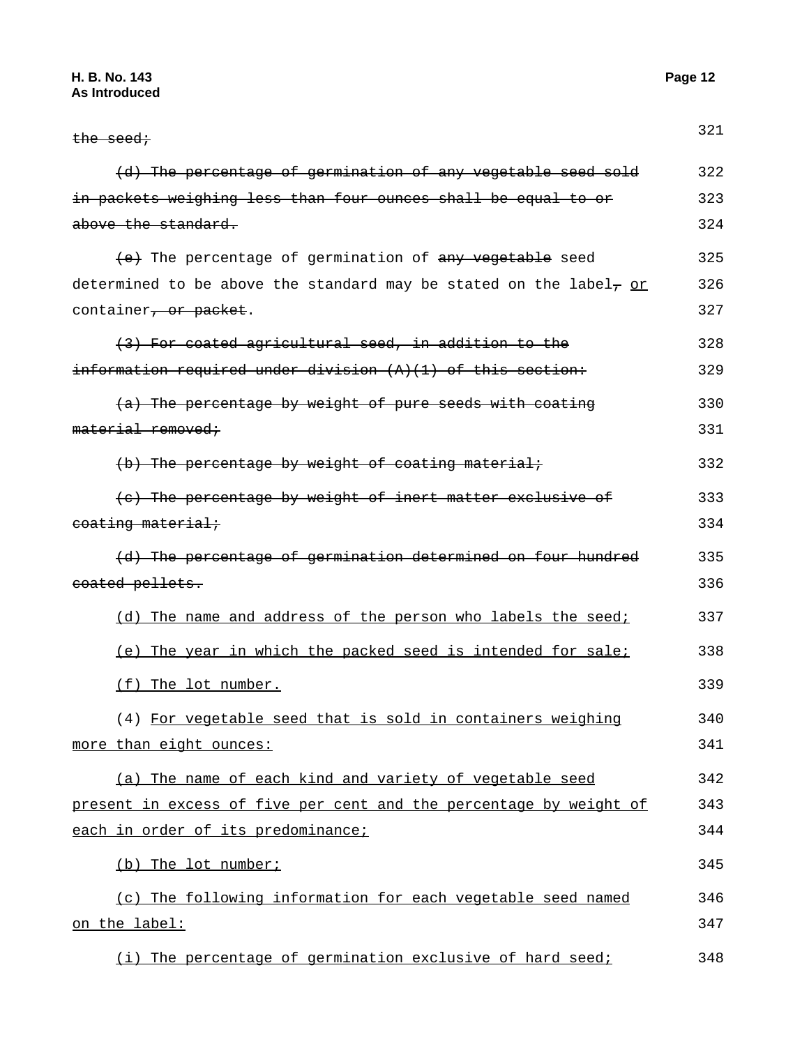~~the seed;~~

~~(d) The percentage of germination of any vegetable seed sold in packets weighing less than four ounces shall be equal to or above the standard.~~

~~(e)~~ The percentage of germination of ~~any vegetable~~ seed determined to be above the standard may be stated on the label~~,~~ <u>or</u> container~~, or packet~~.

~~(3) For coated agricultural seed, in addition to the information required under division (A)(1) of this section:~~

~~(a) The percentage by weight of pure seeds with coating material removed;~~

~~(b) The percentage by weight of coating material;~~

~~(c) The percentage by weight of inert matter exclusive of coating material;~~

~~(d) The percentage of germination determined on four hundred coated pellets.~~

<u>(d) The name and address of the person who labels the seed;</u>

<u>(e) The year in which the packed seed is intended for sale;</u>

<u>(f) The lot number.</u>

(4) <u>For vegetable seed that is sold in containers weighing more than eight ounces:</u>

<u>(a) The name of each kind and variety of vegetable seed present in excess of five per cent and the percentage by weight of each in order of its predominance;</u>

<u>(b) The lot number;</u>

<u>(c) The following information for each vegetable seed named on the label:</u>

<u>(i) The percentage of germination exclusive of hard seed;</u>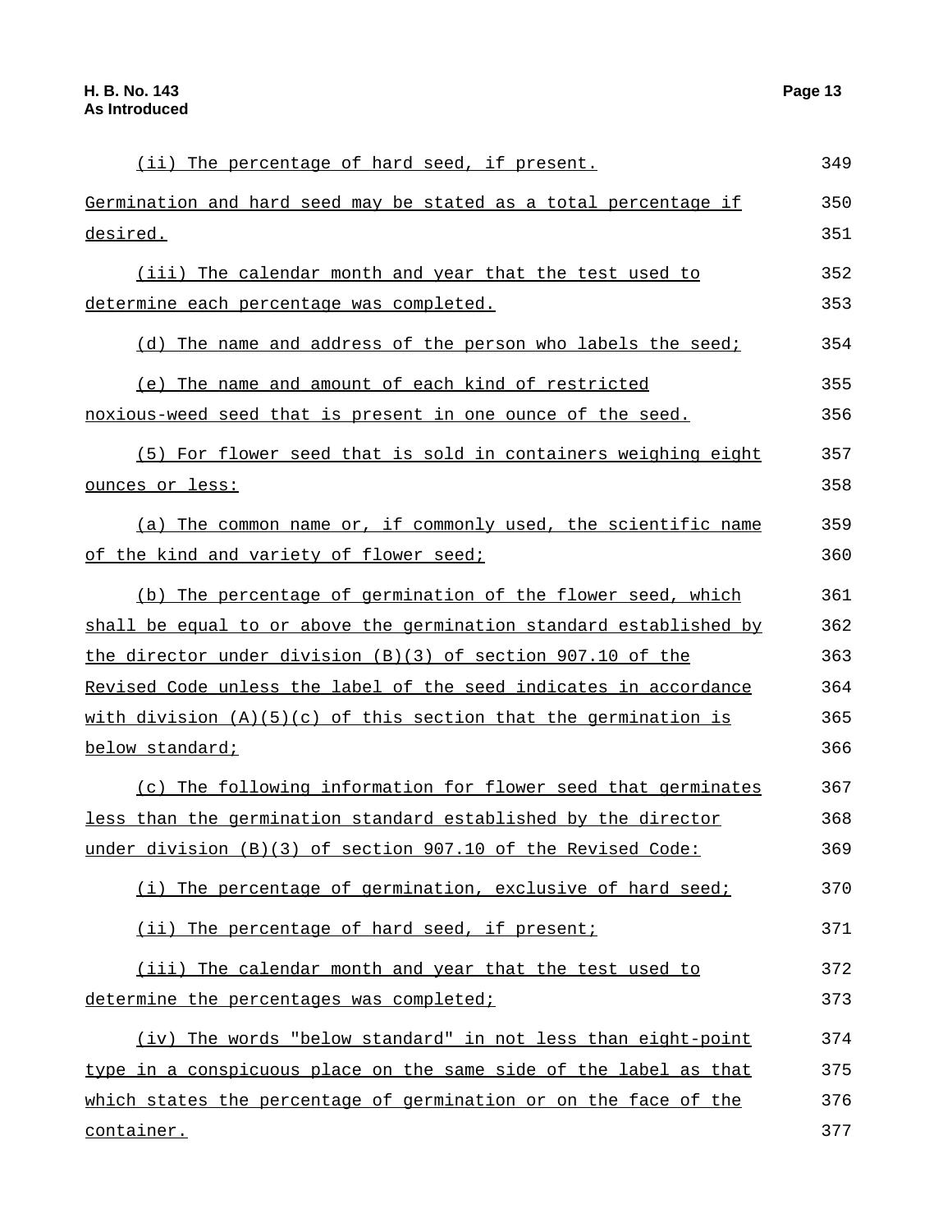(ii) The percentage of hard seed, if present.

Germination and hard seed may be stated as a total percentage if desired.

(iii) The calendar month and year that the test used to determine each percentage was completed.

(d) The name and address of the person who labels the seed;

(e) The name and amount of each kind of restricted noxious-weed seed that is present in one ounce of the seed.

(5) For flower seed that is sold in containers weighing eight ounces or less:

(a) The common name or, if commonly used, the scientific name of the kind and variety of flower seed;

(b) The percentage of germination of the flower seed, which shall be equal to or above the germination standard established by the director under division (B)(3) of section 907.10 of the Revised Code unless the label of the seed indicates in accordance with division (A)(5)(c) of this section that the germination is below standard;

(c) The following information for flower seed that germinates less than the germination standard established by the director under division (B)(3) of section 907.10 of the Revised Code:

(i) The percentage of germination, exclusive of hard seed;

(ii) The percentage of hard seed, if present;

(iii) The calendar month and year that the test used to determine the percentages was completed;

(iv) The words "below standard" in not less than eight-point type in a conspicuous place on the same side of the label as that which states the percentage of germination or on the face of the container.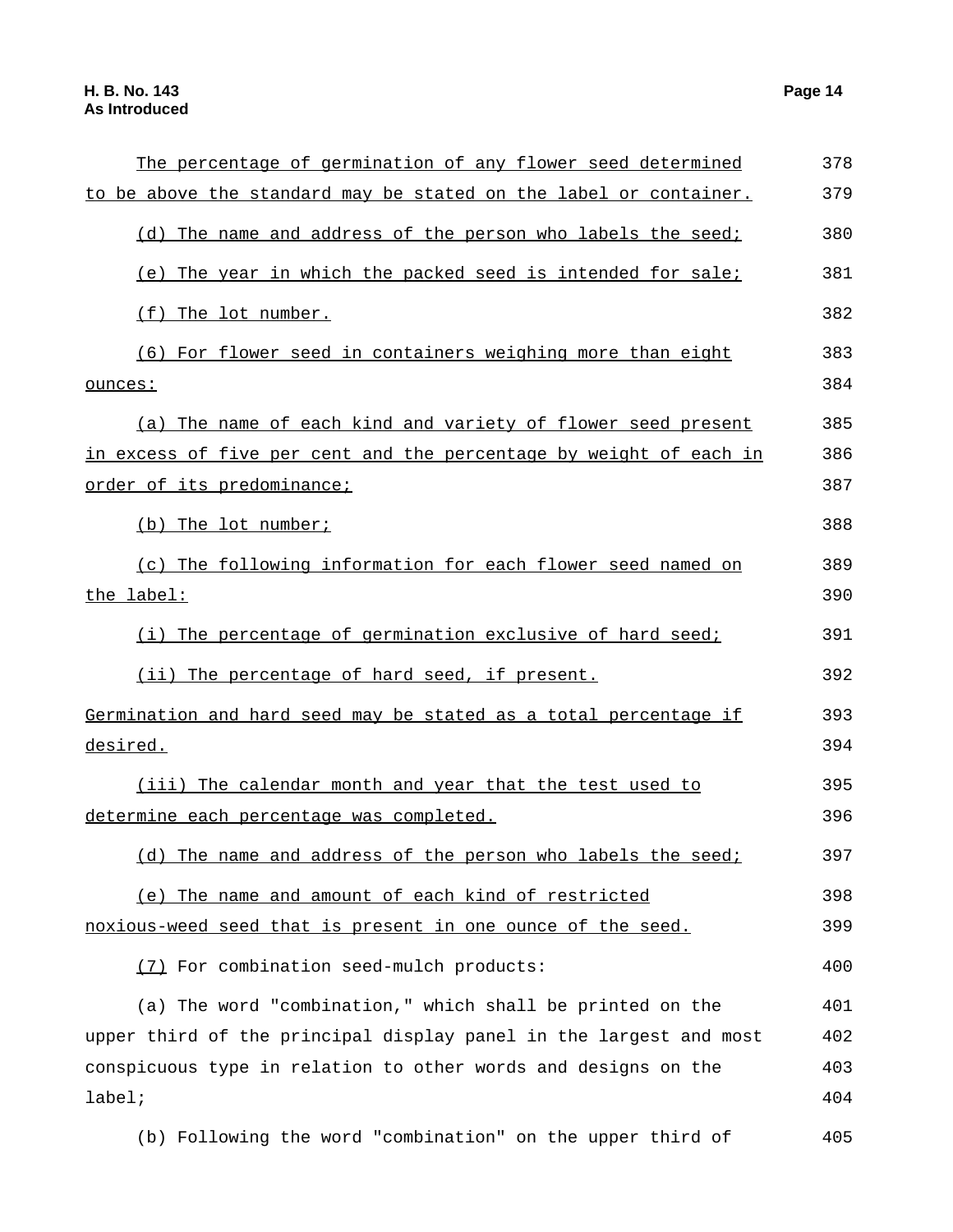The percentage of germination of any flower seed determined to be above the standard may be stated on the label or container.

(d) The name and address of the person who labels the seed;

(e) The year in which the packed seed is intended for sale;

(f) The lot number.

(6) For flower seed in containers weighing more than eight ounces:

(a) The name of each kind and variety of flower seed present in excess of five per cent and the percentage by weight of each in order of its predominance;

(b) The lot number;

(c) The following information for each flower seed named on the label:

(i) The percentage of germination exclusive of hard seed;

(ii) The percentage of hard seed, if present.

Germination and hard seed may be stated as a total percentage if desired.

(iii) The calendar month and year that the test used to determine each percentage was completed.

(d) The name and address of the person who labels the seed;

(e) The name and amount of each kind of restricted noxious-weed seed that is present in one ounce of the seed.

(7) For combination seed-mulch products:

(a) The word "combination," which shall be printed on the upper third of the principal display panel in the largest and most conspicuous type in relation to other words and designs on the label;

(b) Following the word "combination" on the upper third of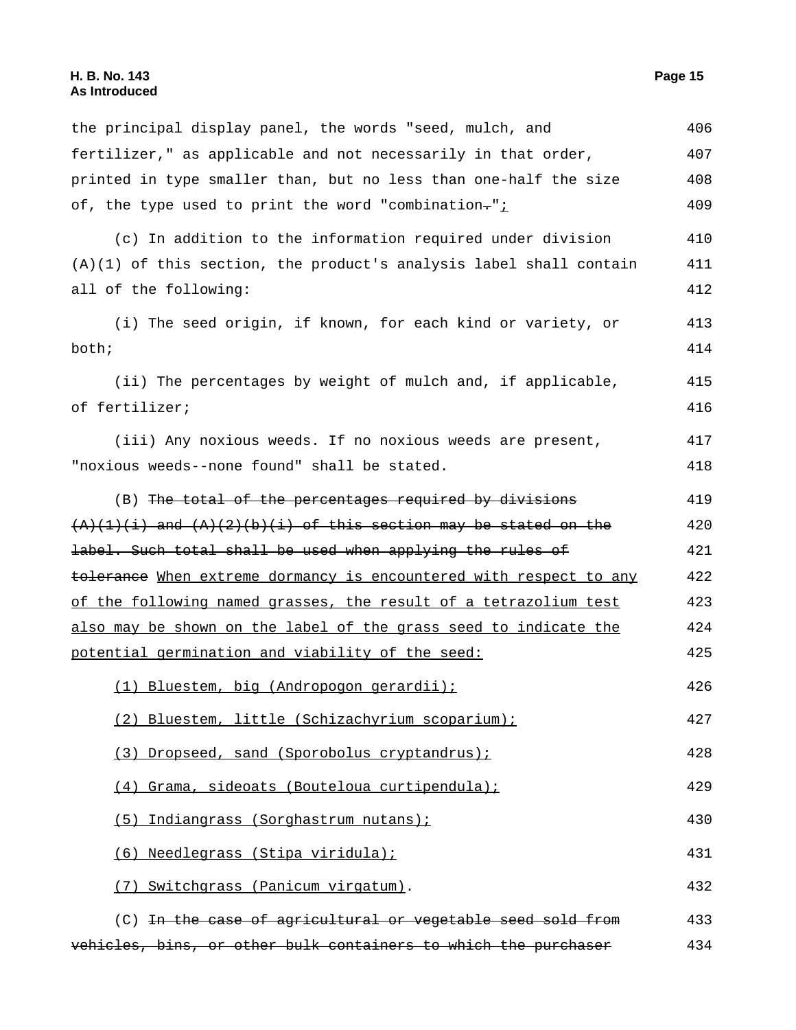the principal display panel, the words "seed, mulch, and fertilizer," as applicable and not necessarily in that order, printed in type smaller than, but no less than one-half the size of, the type used to print the word "combination~~.~~"<u>;</u>

(c) In addition to the information required under division (A)(1) of this section, the product's analysis label shall contain all of the following:

(i) The seed origin, if known, for each kind or variety, or both;

(ii) The percentages by weight of mulch and, if applicable, of fertilizer;

(iii) Any noxious weeds. If no noxious weeds are present, "noxious weeds--none found" shall be stated.

(B) ~~The total of the percentages required by divisions (A)(1)(i) and (A)(2)(b)(i) of this section may be stated on the label. Such total shall be used when applying the rules of tolerance~~ <u>When extreme dormancy is encountered with respect to any of the following named grasses, the result of a tetrazolium test also may be shown on the label of the grass seed to indicate the potential germination and viability of the seed:</u>

<u>(1) Bluestem, big (Andropogon gerardii);</u>

<u>(2) Bluestem, little (Schizachyrium scoparium);</u>

<u>(3) Dropseed, sand (Sporobolus cryptandrus);</u>

<u>(4) Grama, sideoats (Bouteloua curtipendula);</u>

<u>(5) Indiangrass (Sorghastrum nutans);</u>

<u>(6) Needlegrass (Stipa viridula);</u>

<u>(7) Switchgrass (Panicum virgatum)</u>.

(C) ~~In the case of agricultural or vegetable seed sold from vehicles, bins, or other bulk containers to which the purchaser~~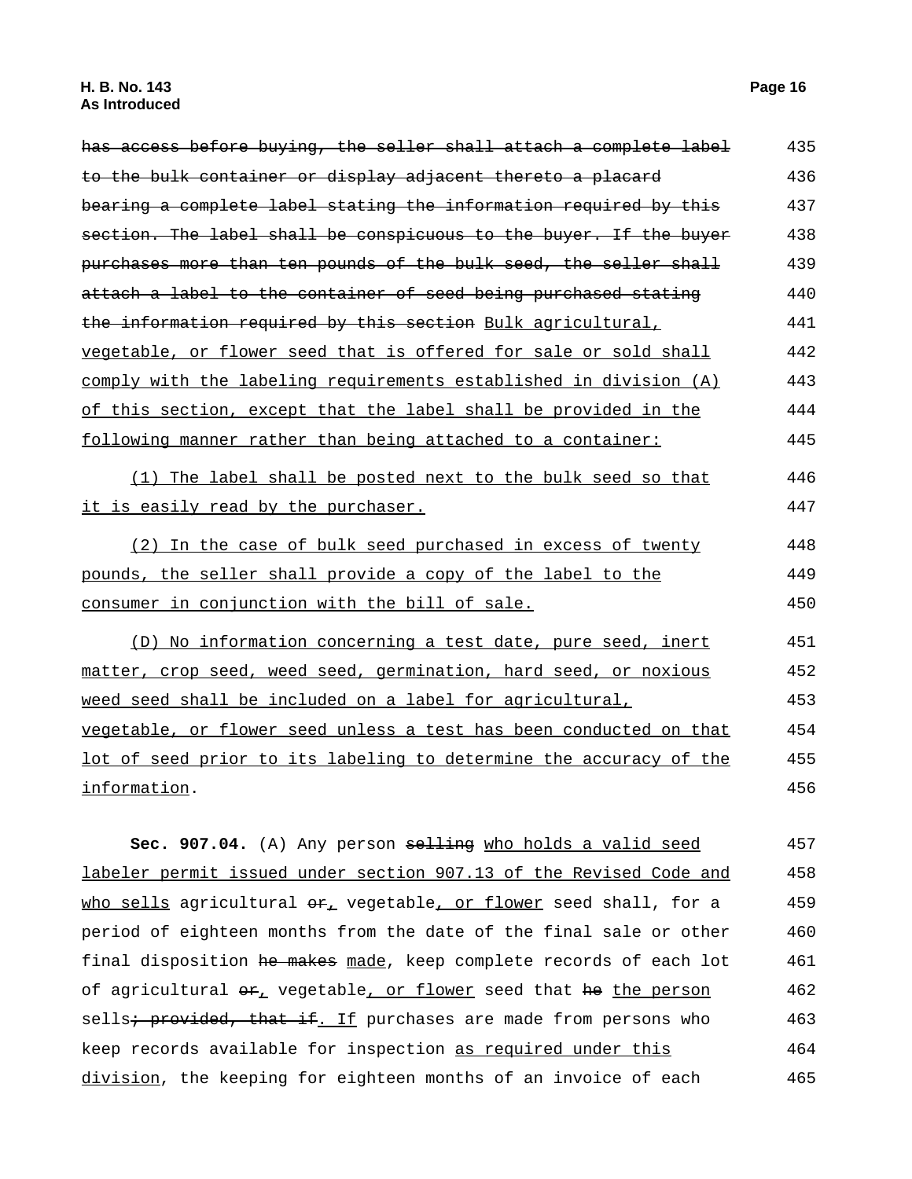~~has access before buying, the seller shall attach a complete label to the bulk container or display adjacent thereto a placard bearing a complete label stating the information required by this section. The label shall be conspicuous to the buyer. If the buyer purchases more than ten pounds of the bulk seed, the seller shall attach a label to the container of seed being purchased stating the information required by this section~~ Bulk agricultural, vegetable, or flower seed that is offered for sale or sold shall comply with the labeling requirements established in division (A) of this section, except that the label shall be provided in the following manner rather than being attached to a container:

(1) The label shall be posted next to the bulk seed so that it is easily read by the purchaser.

(2) In the case of bulk seed purchased in excess of twenty pounds, the seller shall provide a copy of the label to the consumer in conjunction with the bill of sale.

(D) No information concerning a test date, pure seed, inert matter, crop seed, weed seed, germination, hard seed, or noxious weed seed shall be included on a label for agricultural, vegetable, or flower seed unless a test has been conducted on that lot of seed prior to its labeling to determine the accuracy of the information.

**Sec. 907.04.** (A) Any person ~~selling~~ who holds a valid seed labeler permit issued under section 907.13 of the Revised Code and who sells agricultural ~~or~~, vegetable, or flower seed shall, for a period of eighteen months from the date of the final sale or other final disposition ~~he makes~~ made, keep complete records of each lot of agricultural ~~or~~, vegetable, or flower seed that ~~he~~ the person sells~~; provided, that if~~. If purchases are made from persons who keep records available for inspection as required under this division, the keeping for eighteen months of an invoice of each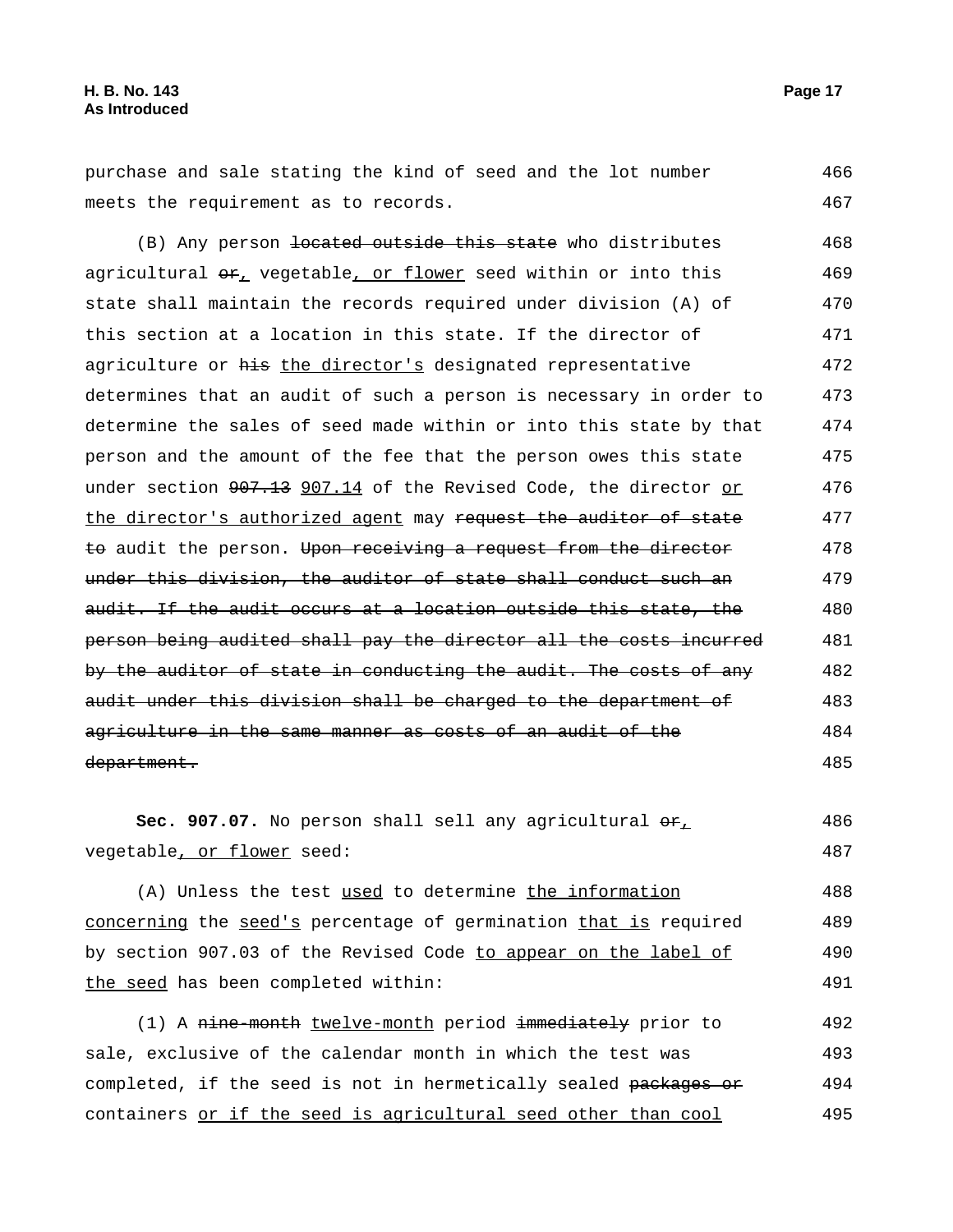purchase and sale stating the kind of seed and the lot number meets the requirement as to records.

(B) Any person ~~located outside this state~~ who distributes agricultural ~~or~~, vegetable, or flower seed within or into this state shall maintain the records required under division (A) of this section at a location in this state. If the director of agriculture or ~~his~~ the director's designated representative determines that an audit of such a person is necessary in order to determine the sales of seed made within or into this state by that person and the amount of the fee that the person owes this state under section ~~907.13~~ 907.14 of the Revised Code, the director or the director's authorized agent may ~~request the auditor of state to~~ audit the person. ~~Upon receiving a request from the director under this division, the auditor of state shall conduct such an audit. If the audit occurs at a location outside this state, the person being audited shall pay the director all the costs incurred by the auditor of state in conducting the audit. The costs of any audit under this division shall be charged to the department of agriculture in the same manner as costs of an audit of the department.~~

**Sec. 907.07.** No person shall sell any agricultural ~~or~~, vegetable, or flower seed:

(A) Unless the test used to determine the information concerning the seed's percentage of germination that is required by section 907.03 of the Revised Code to appear on the label of the seed has been completed within:

(1) A ~~nine-month~~ twelve-month period ~~immediately~~ prior to sale, exclusive of the calendar month in which the test was completed, if the seed is not in hermetically sealed ~~packages or~~ containers or if the seed is agricultural seed other than cool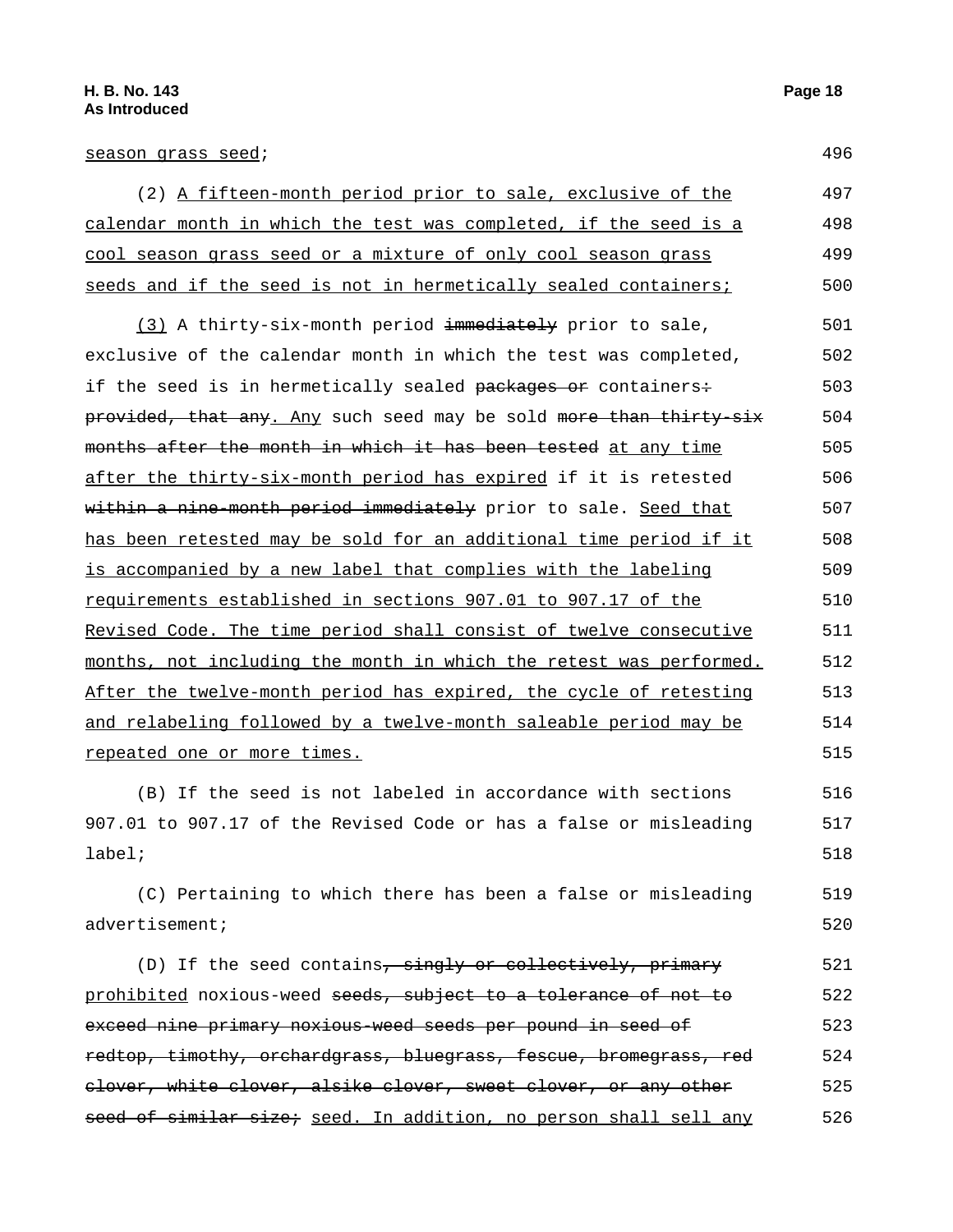season grass seed;

(2) A fifteen-month period prior to sale, exclusive of the calendar month in which the test was completed, if the seed is a cool season grass seed or a mixture of only cool season grass seeds and if the seed is not in hermetically sealed containers;

(3) A thirty-six-month period ~~immediately~~ prior to sale, exclusive of the calendar month in which the test was completed, if the seed is in hermetically sealed ~~packages or~~ containers~~: provided, that any~~. Any such seed may be sold ~~more than thirty-six months after the month in which it has been tested~~ at any time after the thirty-six-month period has expired if it is retested ~~within a nine-month period immediately~~ prior to sale. Seed that has been retested may be sold for an additional time period if it is accompanied by a new label that complies with the labeling requirements established in sections 907.01 to 907.17 of the Revised Code. The time period shall consist of twelve consecutive months, not including the month in which the retest was performed. After the twelve-month period has expired, the cycle of retesting and relabeling followed by a twelve-month saleable period may be repeated one or more times.

(B) If the seed is not labeled in accordance with sections 907.01 to 907.17 of the Revised Code or has a false or misleading label;

(C) Pertaining to which there has been a false or misleading advertisement;

(D) If the seed contains~~, singly or collectively, primary~~ prohibited noxious-weed ~~seeds, subject to a tolerance of not to exceed nine primary noxious-weed seeds per pound in seed of redtop, timothy, orchardgrass, bluegrass, fescue, bromegrass, red clover, white clover, alsike clover, sweet clover, or any other seed of similar size;~~ seed. In addition, no person shall sell any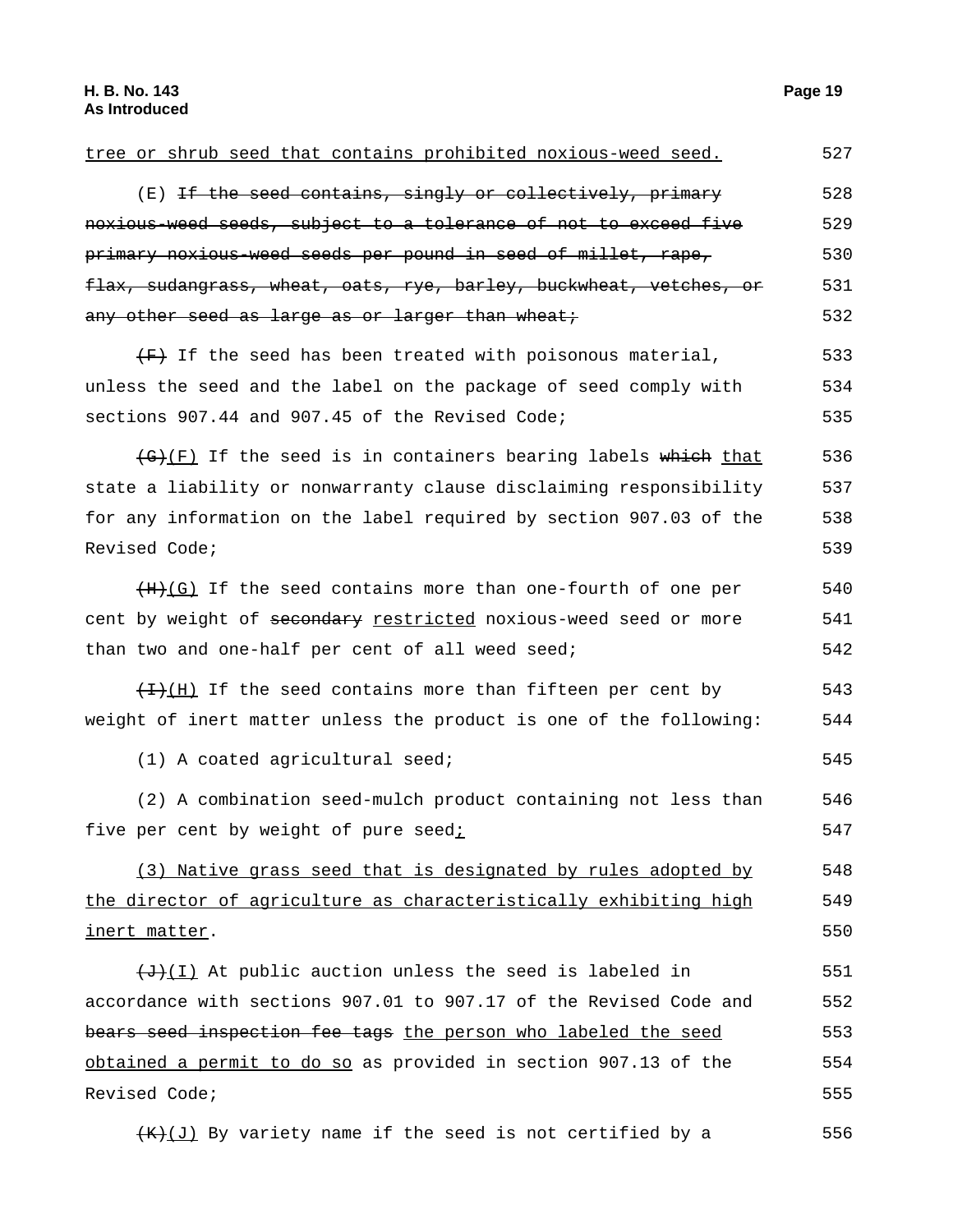<u>tree or shrub seed that contains prohibited noxious-weed seed.</u> 527

(E) ~~If the seed contains, singly or collectively, primary noxious-weed seeds, subject to a tolerance of not to exceed five primary noxious-weed seeds per pound in seed of millet, rape, flax, sudangrass, wheat, oats, rye, barley, buckwheat, vetches, or any other seed as large as or larger than wheat;~~ 528–532

~~(F)~~ If the seed has been treated with poisonous material, unless the seed and the label on the package of seed comply with sections 907.44 and 907.45 of the Revised Code; 533–535

~~(G)~~<u>(F)</u> If the seed is in containers bearing labels ~~which~~ <u>that</u> state a liability or nonwarranty clause disclaiming responsibility for any information on the label required by section 907.03 of the Revised Code; 536–539

~~(H)~~<u>(G)</u> If the seed contains more than one-fourth of one per cent by weight of ~~secondary~~ <u>restricted</u> noxious-weed seed or more than two and one-half per cent of all weed seed; 540–542

~~(I)~~<u>(H)</u> If the seed contains more than fifteen per cent by weight of inert matter unless the product is one of the following: 543–544

(1) A coated agricultural seed; 545

(2) A combination seed-mulch product containing not less than five per cent by weight of pure seed<u>;</u> 546–547

<u>(3) Native grass seed that is designated by rules adopted by the director of agriculture as characteristically exhibiting high inert matter</u>. 548–550

~~(J)~~<u>(I)</u> At public auction unless the seed is labeled in accordance with sections 907.01 to 907.17 of the Revised Code and ~~bears seed inspection fee tags~~ <u>the person who labeled the seed obtained a permit to do so</u> as provided in section 907.13 of the Revised Code; 551–555

~~(K)~~<u>(J)</u> By variety name if the seed is not certified by a 556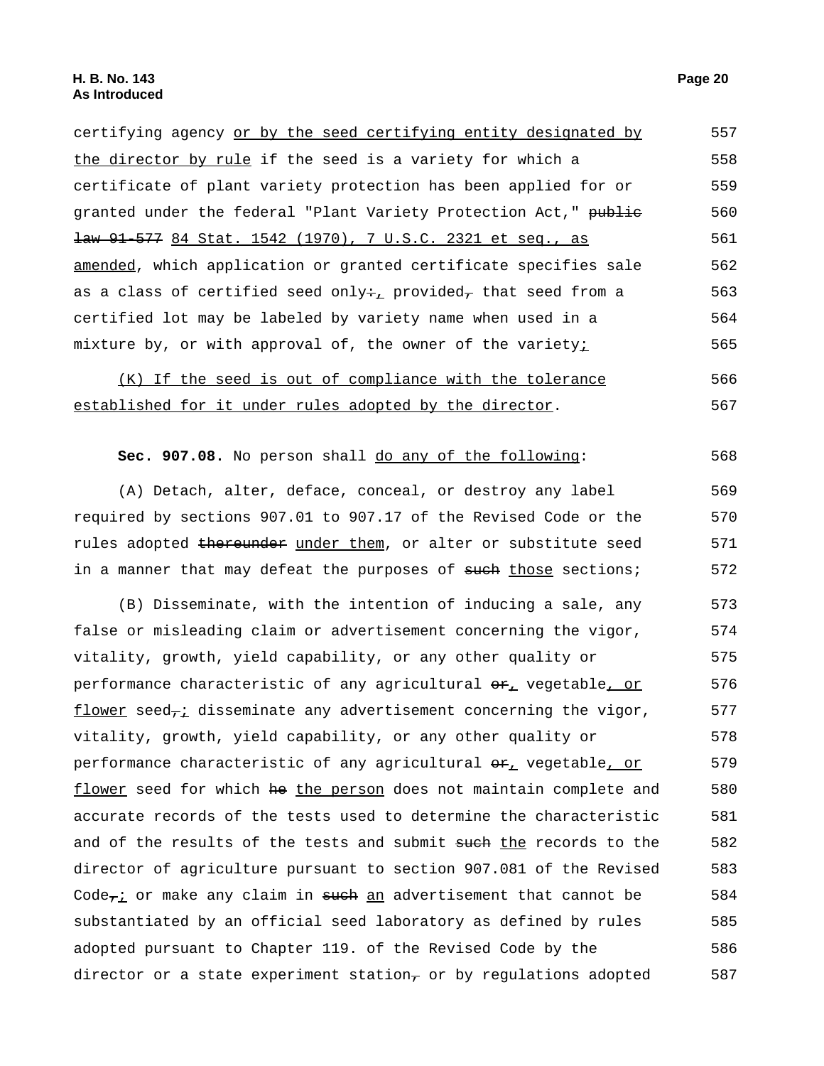certifying agency or by the seed certifying entity designated by the director by rule if the seed is a variety for which a certificate of plant variety protection has been applied for or granted under the federal "Plant Variety Protection Act," public law 91-577 84 Stat. 1542 (1970), 7 U.S.C. 2321 et seq., as amended, which application or granted certificate specifies sale as a class of certified seed only:, provided, that seed from a certified lot may be labeled by variety name when used in a mixture by, or with approval of, the owner of the variety;

(K) If the seed is out of compliance with the tolerance established for it under rules adopted by the director.

**Sec. 907.08.** No person shall do any of the following:

(A) Detach, alter, deface, conceal, or destroy any label required by sections 907.01 to 907.17 of the Revised Code or the rules adopted thereunder under them, or alter or substitute seed in a manner that may defeat the purposes of such those sections;

(B) Disseminate, with the intention of inducing a sale, any false or misleading claim or advertisement concerning the vigor, vitality, growth, yield capability, or any other quality or performance characteristic of any agricultural or, vegetable, or flower seed,; disseminate any advertisement concerning the vigor, vitality, growth, yield capability, or any other quality or performance characteristic of any agricultural or, vegetable, or flower seed for which he the person does not maintain complete and accurate records of the tests used to determine the characteristic and of the results of the tests and submit such the records to the director of agriculture pursuant to section 907.081 of the Revised Code,; or make any claim in such an advertisement that cannot be substantiated by an official seed laboratory as defined by rules adopted pursuant to Chapter 119. of the Revised Code by the director or a state experiment station, or by regulations adopted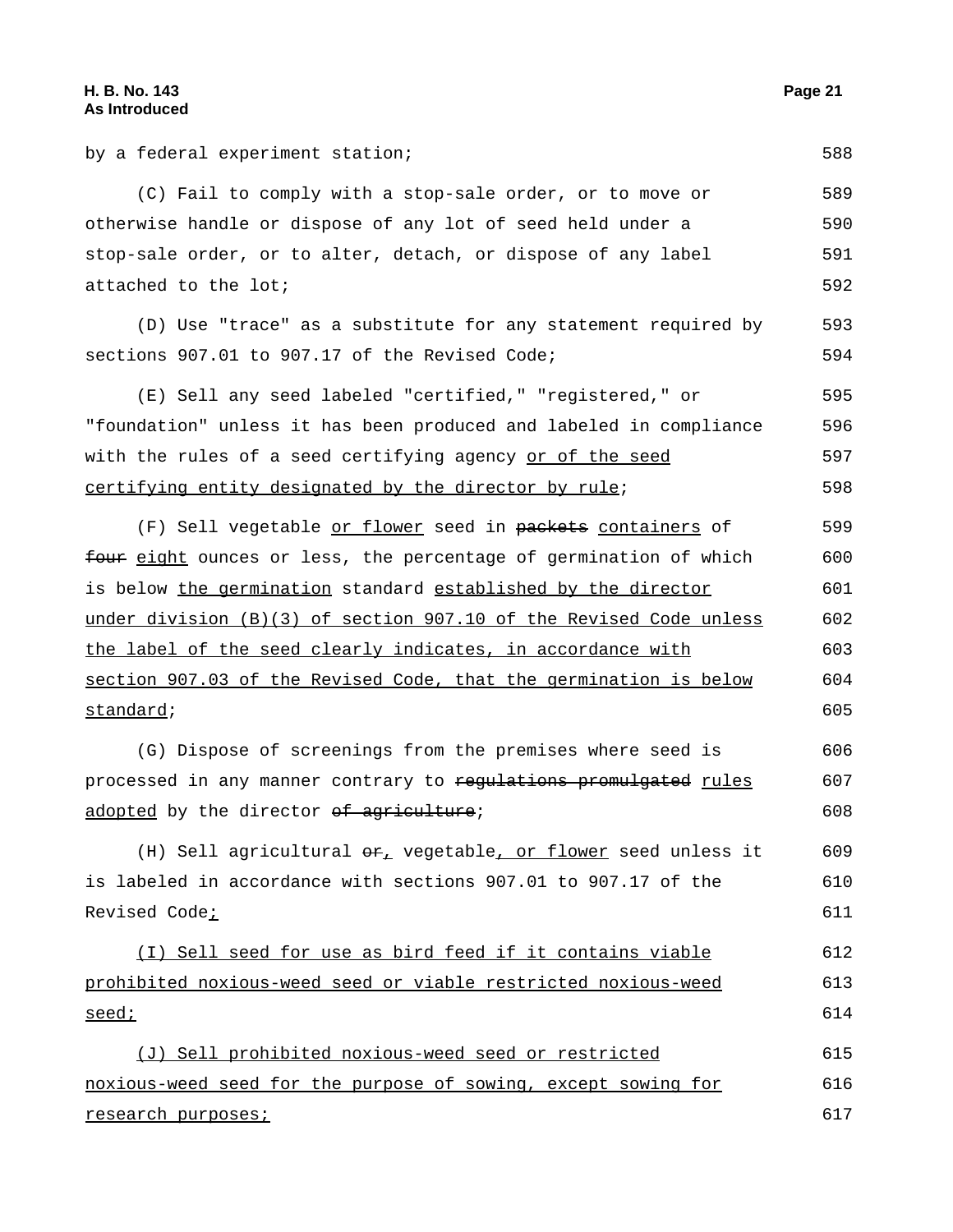by a federal experiment station;

(C) Fail to comply with a stop-sale order, or to move or otherwise handle or dispose of any lot of seed held under a stop-sale order, or to alter, detach, or dispose of any label attached to the lot;

(D) Use "trace" as a substitute for any statement required by sections 907.01 to 907.17 of the Revised Code;

(E) Sell any seed labeled "certified," "registered," or "foundation" unless it has been produced and labeled in compliance with the rules of a seed certifying agency or of the seed certifying entity designated by the director by rule;

(F) Sell vegetable or flower seed in ~~packets~~ containers of ~~four~~ eight ounces or less, the percentage of germination of which is below the germination standard established by the director under division (B)(3) of section 907.10 of the Revised Code unless the label of the seed clearly indicates, in accordance with section 907.03 of the Revised Code, that the germination is below standard;

(G) Dispose of screenings from the premises where seed is processed in any manner contrary to ~~regulations promulgated~~ rules adopted by the director ~~of agriculture~~;

(H) Sell agricultural ~~or~~, vegetable, or flower seed unless it is labeled in accordance with sections 907.01 to 907.17 of the Revised Code;

(I) Sell seed for use as bird feed if it contains viable prohibited noxious-weed seed or viable restricted noxious-weed seed;

(J) Sell prohibited noxious-weed seed or restricted noxious-weed seed for the purpose of sowing, except sowing for research purposes;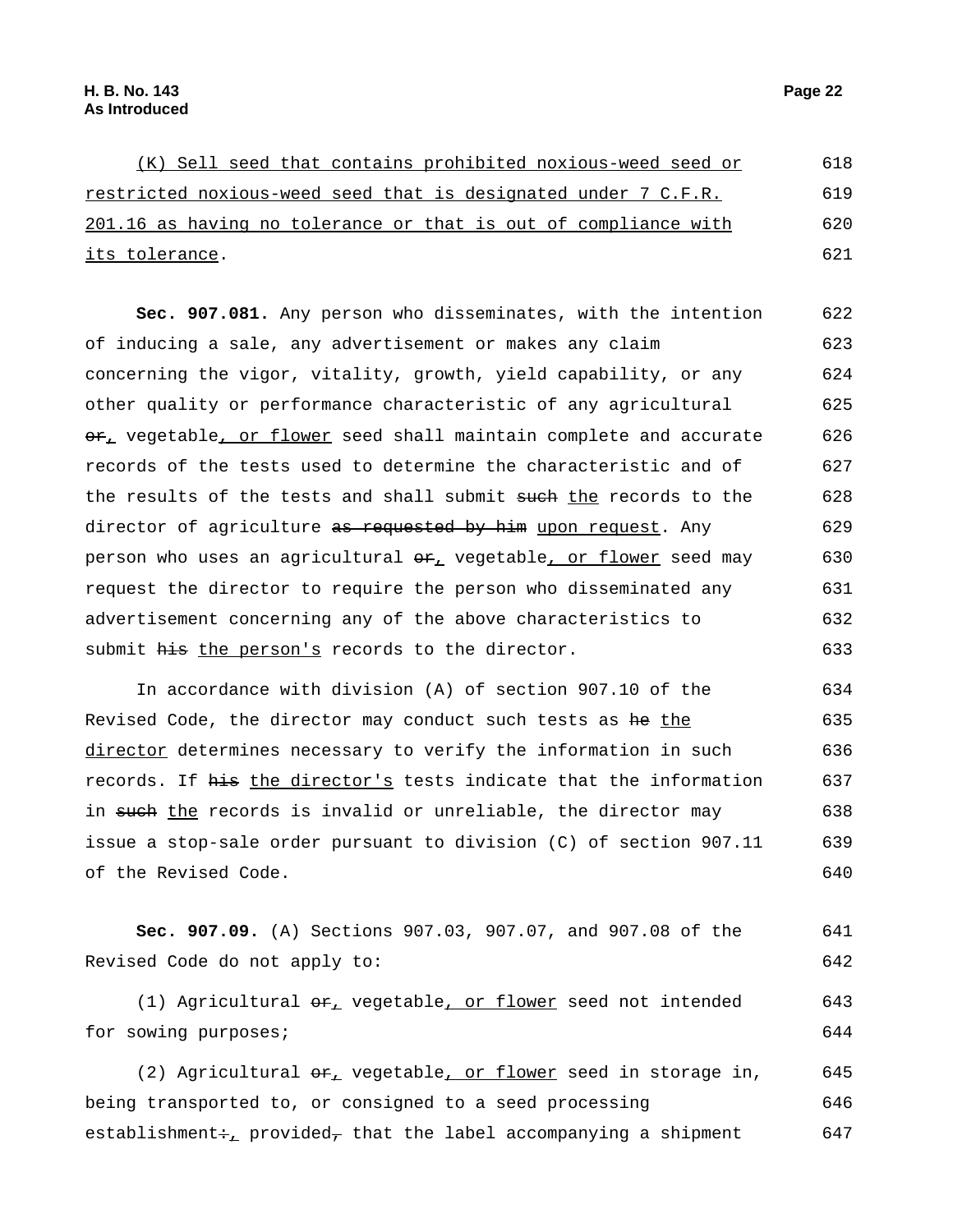(K) Sell seed that contains prohibited noxious-weed seed or restricted noxious-weed seed that is designated under 7 C.F.R. 201.16 as having no tolerance or that is out of compliance with its tolerance.

**Sec. 907.081.** Any person who disseminates, with the intention of inducing a sale, any advertisement or makes any claim concerning the vigor, vitality, growth, yield capability, or any other quality or performance characteristic of any agricultural ~~or~~, vegetable, or flower seed shall maintain complete and accurate records of the tests used to determine the characteristic and of the results of the tests and shall submit ~~such~~ the records to the director of agriculture ~~as requested by him~~ upon request. Any person who uses an agricultural ~~or~~, vegetable, or flower seed may request the director to require the person who disseminated any advertisement concerning any of the above characteristics to submit ~~his~~ the person's records to the director.

In accordance with division (A) of section 907.10 of the Revised Code, the director may conduct such tests as ~~he~~ the director determines necessary to verify the information in such records. If ~~his~~ the director's tests indicate that the information in ~~such~~ the records is invalid or unreliable, the director may issue a stop-sale order pursuant to division (C) of section 907.11 of the Revised Code.

**Sec. 907.09.** (A) Sections 907.03, 907.07, and 907.08 of the Revised Code do not apply to:

(1) Agricultural ~~or~~, vegetable, or flower seed not intended for sowing purposes;

(2) Agricultural ~~or~~, vegetable, or flower seed in storage in, being transported to, or consigned to a seed processing establishment~~:~~, provided~~,~~ that the label accompanying a shipment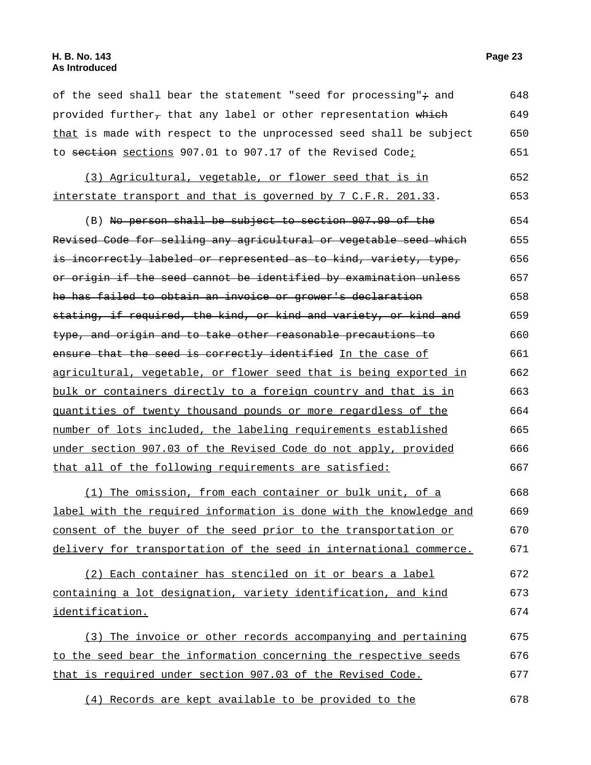of the seed shall bear the statement "seed for processing"~~;~~ and provided further~~,~~ that any label or other representation ~~which~~ that is made with respect to the unprocessed seed shall be subject to ~~section~~ sections 907.01 to 907.17 of the Revised Code;

(3) Agricultural, vegetable, or flower seed that is in interstate transport and that is governed by 7 C.F.R. 201.33.

(B) ~~No person shall be subject to section 907.99 of the Revised Code for selling any agricultural or vegetable seed which is incorrectly labeled or represented as to kind, variety, type, or origin if the seed cannot be identified by examination unless he has failed to obtain an invoice or grower's declaration stating, if required, the kind, or kind and variety, or kind and type, and origin and to take other reasonable precautions to ensure that the seed is correctly identified~~ In the case of agricultural, vegetable, or flower seed that is being exported in bulk or containers directly to a foreign country and that is in quantities of twenty thousand pounds or more regardless of the number of lots included, the labeling requirements established under section 907.03 of the Revised Code do not apply, provided that all of the following requirements are satisfied:

(1) The omission, from each container or bulk unit, of a label with the required information is done with the knowledge and consent of the buyer of the seed prior to the transportation or delivery for transportation of the seed in international commerce.

(2) Each container has stenciled on it or bears a label containing a lot designation, variety identification, and kind identification.

(3) The invoice or other records accompanying and pertaining to the seed bear the information concerning the respective seeds that is required under section 907.03 of the Revised Code.

(4) Records are kept available to be provided to the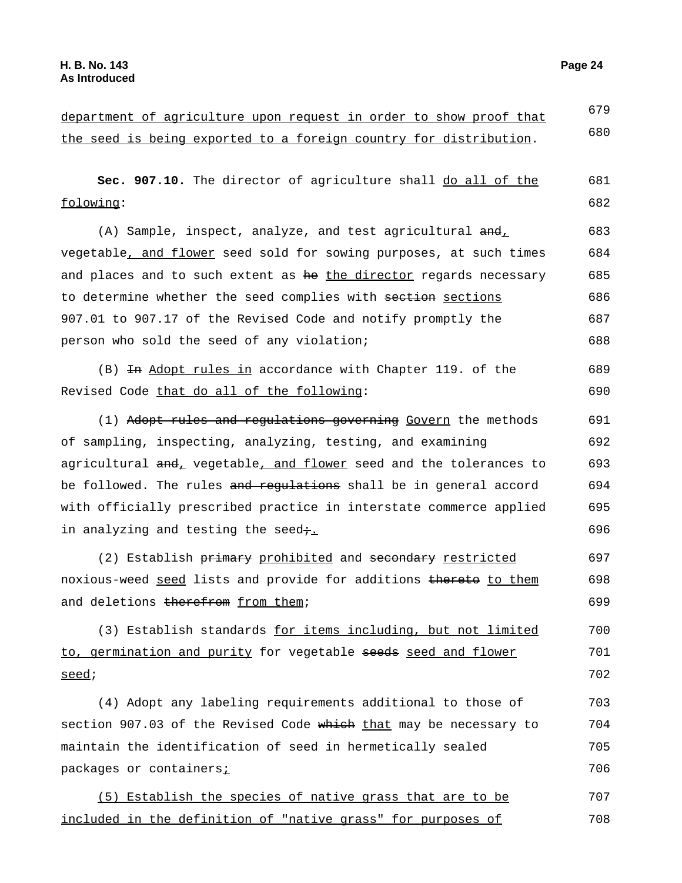department of agriculture upon request in order to show proof that the seed is being exported to a foreign country for distribution.

**Sec. 907.10.** The director of agriculture shall do all of the folowing:

(A) Sample, inspect, analyze, and test agricultural ~~and~~, vegetable, and flower seed sold for sowing purposes, at such times and places and to such extent as ~~he~~ the director regards necessary to determine whether the seed complies with ~~section~~ sections 907.01 to 907.17 of the Revised Code and notify promptly the person who sold the seed of any violation;

(B) ~~In~~ Adopt rules in accordance with Chapter 119. of the Revised Code that do all of the following:

(1) ~~Adopt rules and regulations governing~~ Govern the methods of sampling, inspecting, analyzing, testing, and examining agricultural ~~and~~, vegetable, and flower seed and the tolerances to be followed. The rules ~~and regulations~~ shall be in general accord with officially prescribed practice in interstate commerce applied in analyzing and testing the seed~~;~~.

(2) Establish ~~primary~~ prohibited and ~~secondary~~ restricted noxious-weed seed lists and provide for additions ~~thereto~~ to them and deletions ~~therefrom~~ from them;

(3) Establish standards for items including, but not limited to, germination and purity for vegetable ~~seeds~~ seed and flower seed;

(4) Adopt any labeling requirements additional to those of section 907.03 of the Revised Code ~~which~~ that may be necessary to maintain the identification of seed in hermetically sealed packages or containers;

(5) Establish the species of native grass that are to be included in the definition of "native grass" for purposes of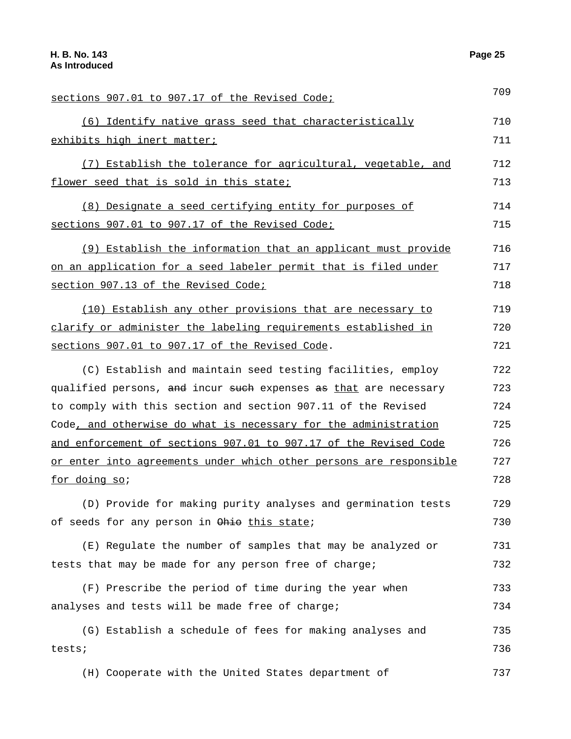sections 907.01 to 907.17 of the Revised Code;

(6) Identify native grass seed that characteristically exhibits high inert matter;

(7) Establish the tolerance for agricultural, vegetable, and flower seed that is sold in this state;

(8) Designate a seed certifying entity for purposes of sections 907.01 to 907.17 of the Revised Code;

(9) Establish the information that an applicant must provide on an application for a seed labeler permit that is filed under section 907.13 of the Revised Code;

(10) Establish any other provisions that are necessary to clarify or administer the labeling requirements established in sections 907.01 to 907.17 of the Revised Code.

(C) Establish and maintain seed testing facilities, employ qualified persons, ~~and~~ incur ~~such~~ expenses ~~as~~ that are necessary to comply with this section and section 907.11 of the Revised Code, and otherwise do what is necessary for the administration and enforcement of sections 907.01 to 907.17 of the Revised Code or enter into agreements under which other persons are responsible for doing so;

(D) Provide for making purity analyses and germination tests of seeds for any person in ~~Ohio~~ this state;

(E) Regulate the number of samples that may be analyzed or tests that may be made for any person free of charge;

(F) Prescribe the period of time during the year when analyses and tests will be made free of charge;

(G) Establish a schedule of fees for making analyses and tests;

(H) Cooperate with the United States department of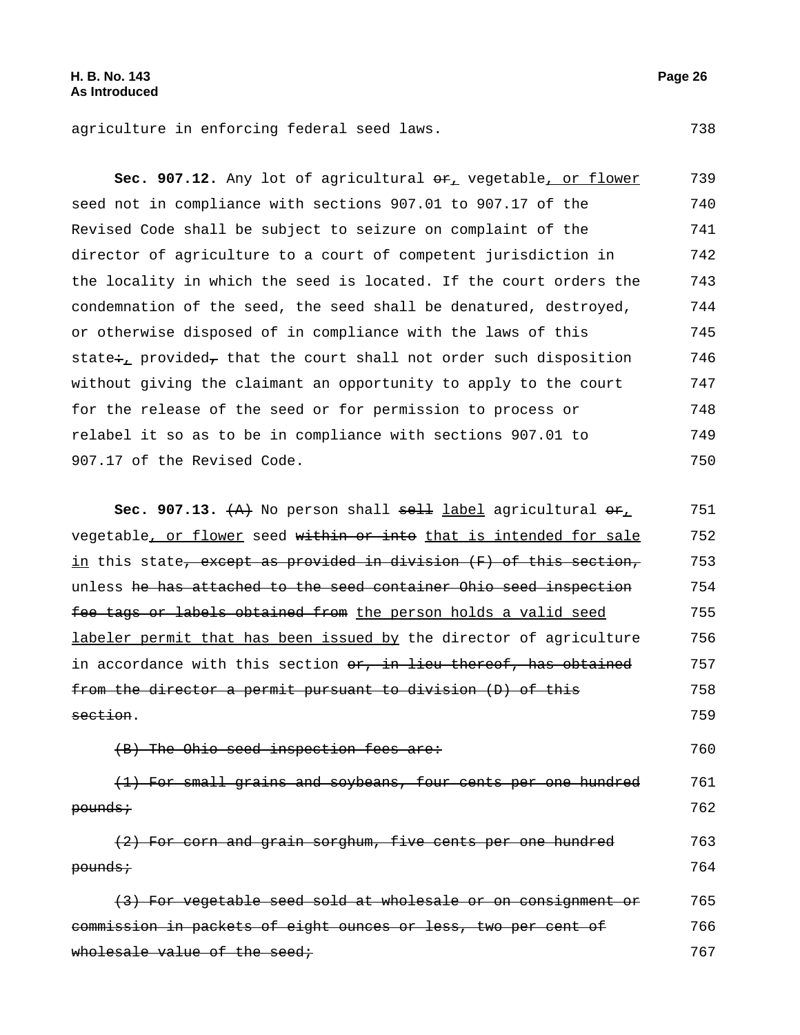agriculture in enforcing federal seed laws.

**Sec. 907.12.** Any lot of agricultural ~~or~~, vegetable, or flower seed not in compliance with sections 907.01 to 907.17 of the Revised Code shall be subject to seizure on complaint of the director of agriculture to a court of competent jurisdiction in the locality in which the seed is located. If the court orders the condemnation of the seed, the seed shall be denatured, destroyed, or otherwise disposed of in compliance with the laws of this state~~;~~, provided~~,~~ that the court shall not order such disposition without giving the claimant an opportunity to apply to the court for the release of the seed or for permission to process or relabel it so as to be in compliance with sections 907.01 to 907.17 of the Revised Code.

**Sec. 907.13.** ~~(A)~~ No person shall ~~sell~~ label agricultural ~~or~~, vegetable, or flower seed ~~within or into~~ that is intended for sale in this state~~, except as provided in division (F) of this section,~~ unless ~~he has attached to the seed container Ohio seed inspection fee tags or labels obtained from~~ the person holds a valid seed labeler permit that has been issued by the director of agriculture in accordance with this section ~~or, in lieu thereof, has obtained from the director a permit pursuant to division (D) of this section~~.

~~(B) The Ohio seed inspection fees are:~~

~~(1) For small grains and soybeans, four cents per one hundred pounds;~~

~~(2) For corn and grain sorghum, five cents per one hundred pounds;~~

~~(3) For vegetable seed sold at wholesale or on consignment or commission in packets of eight ounces or less, two per cent of wholesale value of the seed;~~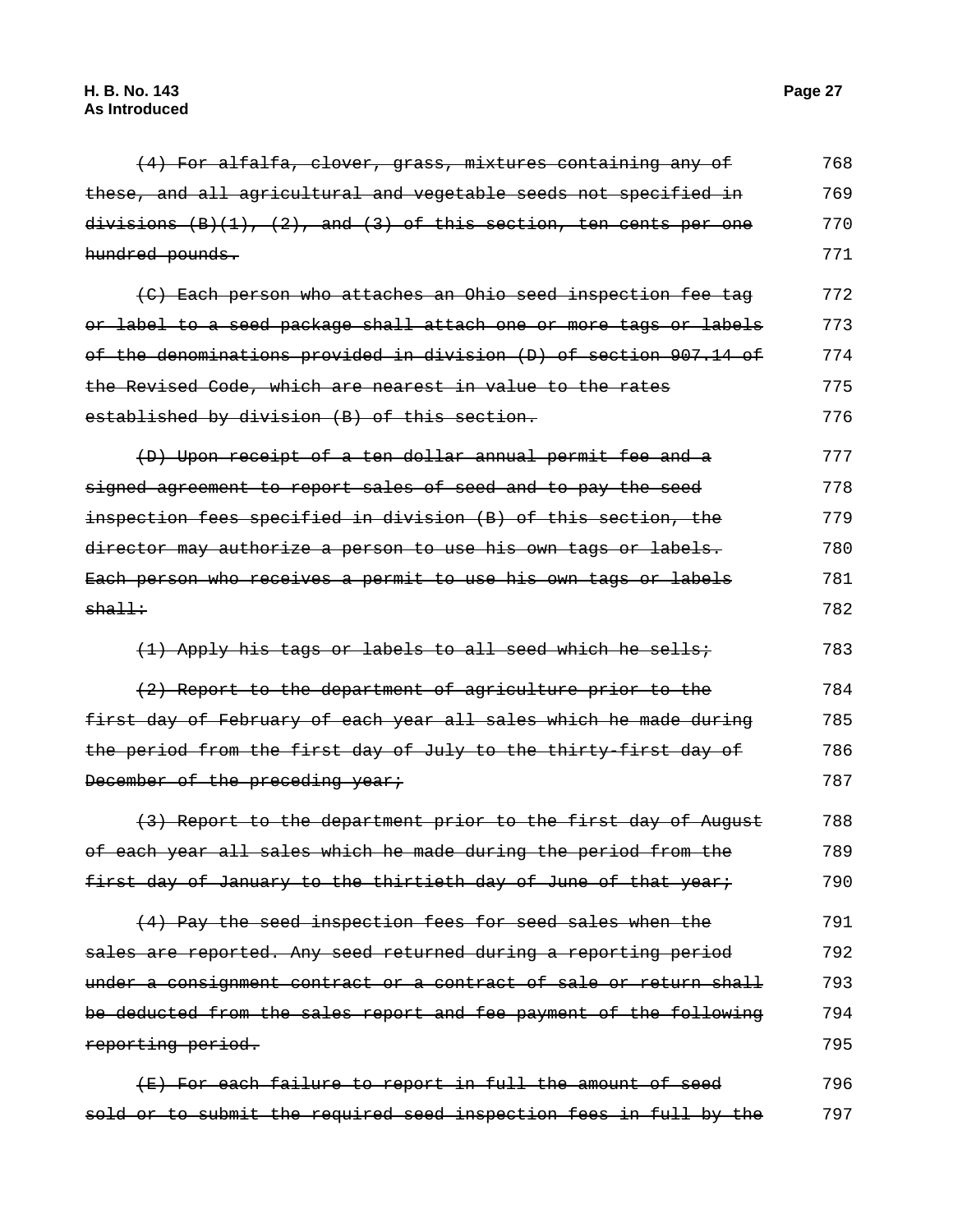~~(4) For alfalfa, clover, grass, mixtures containing any of these, and all agricultural and vegetable seeds not specified in divisions (B)(1), (2), and (3) of this section, ten cents per one hundred pounds.~~ 768 769 770 771

~~(C) Each person who attaches an Ohio seed inspection fee tag or label to a seed package shall attach one or more tags or labels of the denominations provided in division (D) of section 907.14 of the Revised Code, which are nearest in value to the rates established by division (B) of this section.~~ 772 773 774 775 776

~~(D) Upon receipt of a ten dollar annual permit fee and a signed agreement to report sales of seed and to pay the seed inspection fees specified in division (B) of this section, the director may authorize a person to use his own tags or labels. Each person who receives a permit to use his own tags or labels shall:~~ 777 778 779 780 781 782

~~(1) Apply his tags or labels to all seed which he sells;~~ 783

~~(2) Report to the department of agriculture prior to the first day of February of each year all sales which he made during the period from the first day of July to the thirty-first day of December of the preceding year;~~ 784 785 786 787

~~(3) Report to the department prior to the first day of August of each year all sales which he made during the period from the first day of January to the thirtieth day of June of that year;~~ 788 789 790

~~(4) Pay the seed inspection fees for seed sales when the sales are reported. Any seed returned during a reporting period under a consignment contract or a contract of sale or return shall be deducted from the sales report and fee payment of the following reporting period.~~ 791 792 793 794 795

~~(E) For each failure to report in full the amount of seed sold or to submit the required seed inspection fees in full by the~~ 796 797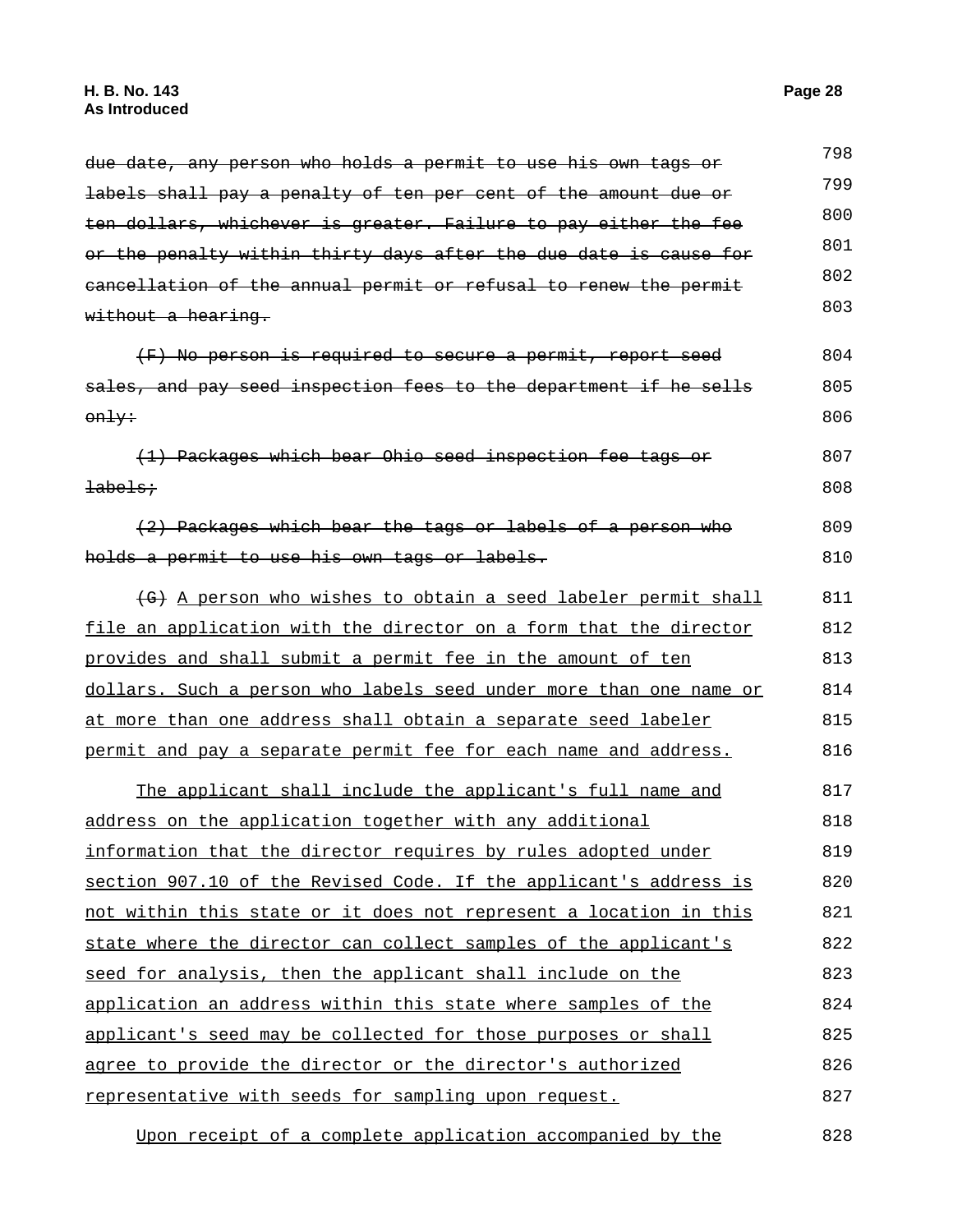~~due date, any person who holds a permit to use his own tags or labels shall pay a penalty of ten per cent of the amount due or ten dollars, whichever is greater. Failure to pay either the fee or the penalty within thirty days after the due date is cause for cancellation of the annual permit or refusal to renew the permit without a hearing.~~ 798 799 800 801 802 803

~~(F) No person is required to secure a permit, report seed sales, and pay seed inspection fees to the department if he sells only:~~ 804 805 806

~~(1) Packages which bear Ohio seed inspection fee tags or labels;~~ 807 808

~~(2) Packages which bear the tags or labels of a person who holds a permit to use his own tags or labels.~~ 809 810

~~(G)~~ <u>A person who wishes to obtain a seed labeler permit shall file an application with the director on a form that the director provides and shall submit a permit fee in the amount of ten dollars. Such a person who labels seed under more than one name or at more than one address shall obtain a separate seed labeler permit and pay a separate permit fee for each name and address.</u> 811 812 813 814 815 816

<u>The applicant shall include the applicant's full name and address on the application together with any additional information that the director requires by rules adopted under section 907.10 of the Revised Code. If the applicant's address is not within this state or it does not represent a location in this state where the director can collect samples of the applicant's seed for analysis, then the applicant shall include on the application an address within this state where samples of the applicant's seed may be collected for those purposes or shall agree to provide the director or the director's authorized representative with seeds for sampling upon request.</u> 817 818 819 820 821 822 823 824 825 826 827

<u>Upon receipt of a complete application accompanied by the</u> 828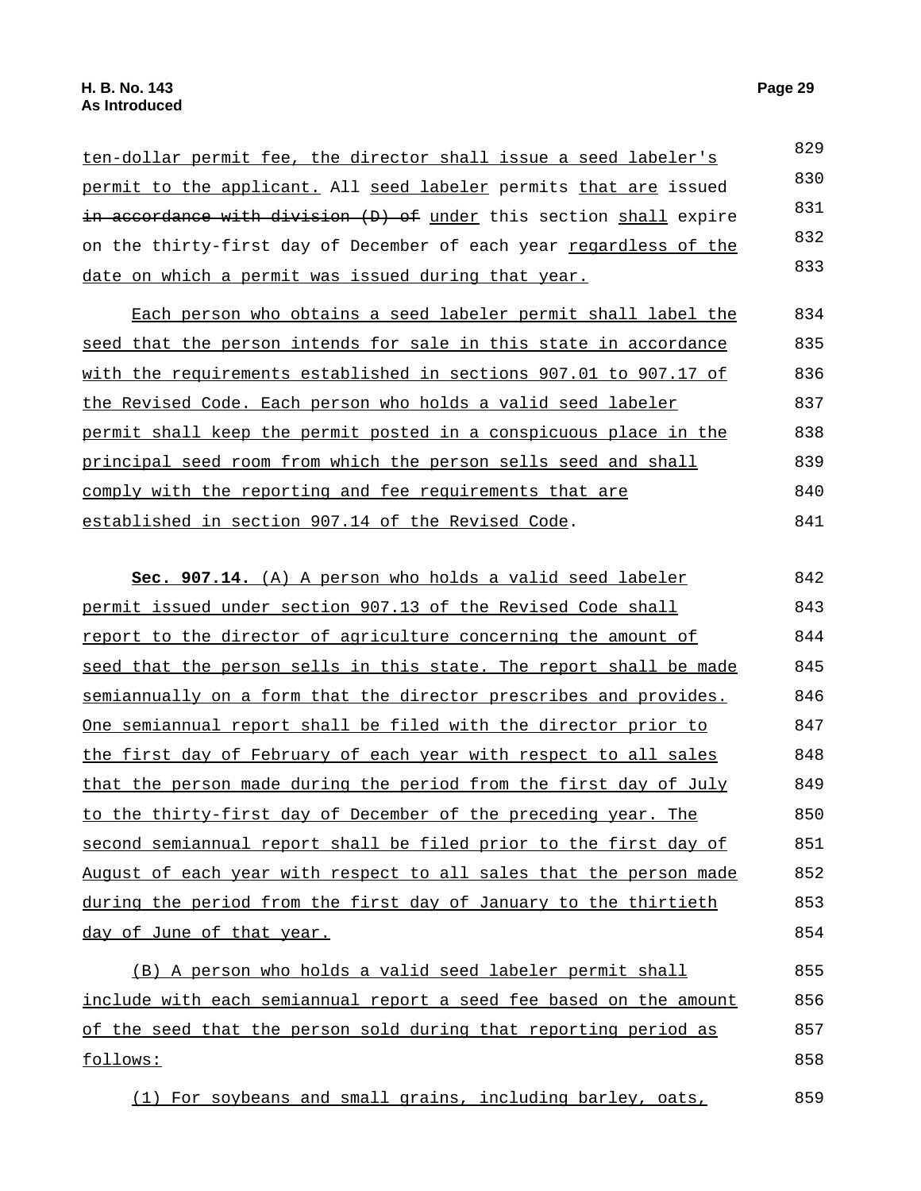ten-dollar permit fee, the director shall issue a seed labeler's permit to the applicant. All seed labeler permits that are issued ~~in accordance with division (D) of~~ under this section shall expire on the thirty-first day of December of each year regardless of the date on which a permit was issued during that year.

Each person who obtains a seed labeler permit shall label the seed that the person intends for sale in this state in accordance with the requirements established in sections 907.01 to 907.17 of the Revised Code. Each person who holds a valid seed labeler permit shall keep the permit posted in a conspicuous place in the principal seed room from which the person sells seed and shall comply with the reporting and fee requirements that are established in section 907.14 of the Revised Code.

**Sec. 907.14.** (A) A person who holds a valid seed labeler permit issued under section 907.13 of the Revised Code shall report to the director of agriculture concerning the amount of seed that the person sells in this state. The report shall be made semiannually on a form that the director prescribes and provides. One semiannual report shall be filed with the director prior to the first day of February of each year with respect to all sales that the person made during the period from the first day of July to the thirty-first day of December of the preceding year. The second semiannual report shall be filed prior to the first day of August of each year with respect to all sales that the person made during the period from the first day of January to the thirtieth day of June of that year.

(B) A person who holds a valid seed labeler permit shall include with each semiannual report a seed fee based on the amount of the seed that the person sold during that reporting period as follows:

(1) For soybeans and small grains, including barley, oats,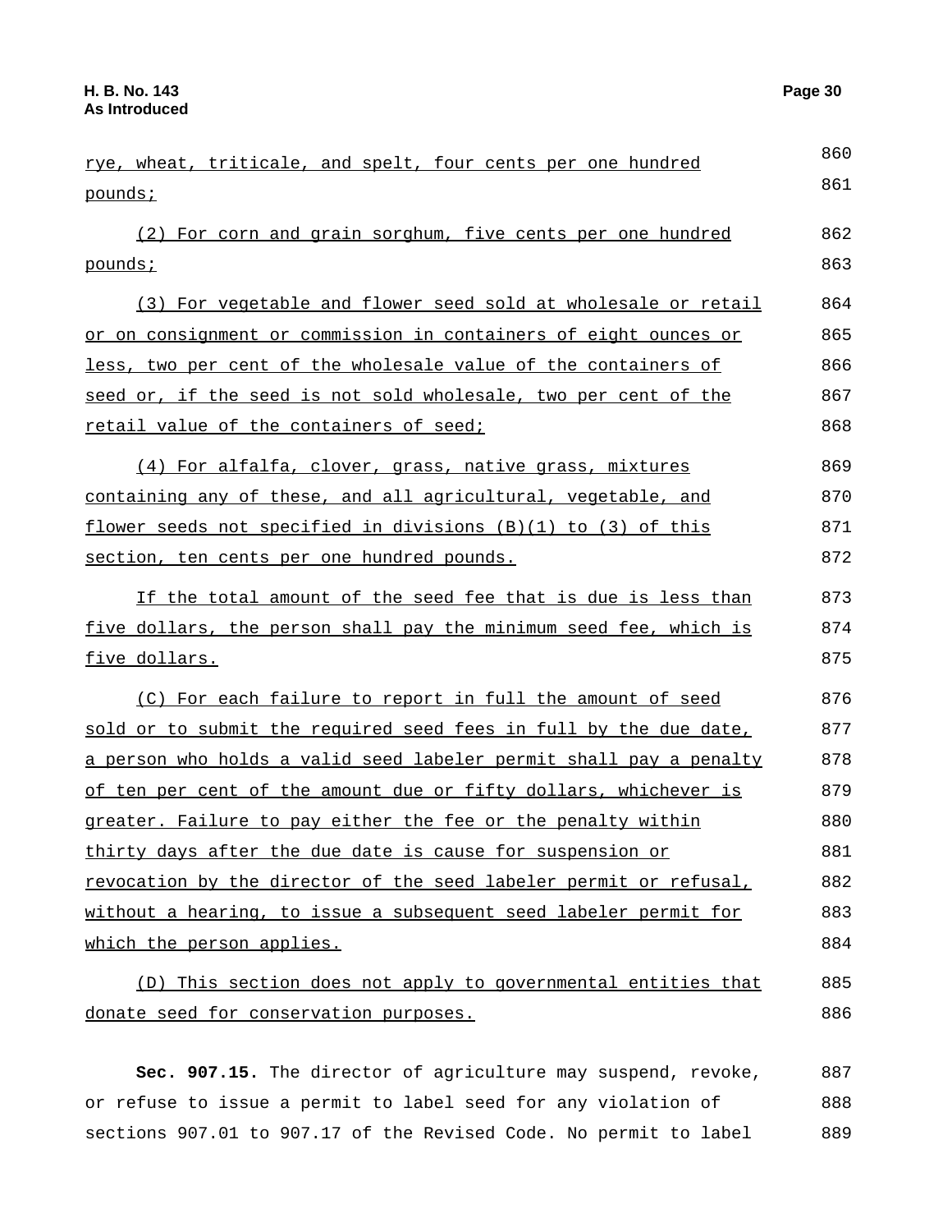rye, wheat, triticale, and spelt, four cents per one hundred pounds;

(2) For corn and grain sorghum, five cents per one hundred pounds;

(3) For vegetable and flower seed sold at wholesale or retail or on consignment or commission in containers of eight ounces or less, two per cent of the wholesale value of the containers of seed or, if the seed is not sold wholesale, two per cent of the retail value of the containers of seed;

(4) For alfalfa, clover, grass, native grass, mixtures containing any of these, and all agricultural, vegetable, and flower seeds not specified in divisions (B)(1) to (3) of this section, ten cents per one hundred pounds.

If the total amount of the seed fee that is due is less than five dollars, the person shall pay the minimum seed fee, which is five dollars.

(C) For each failure to report in full the amount of seed sold or to submit the required seed fees in full by the due date, a person who holds a valid seed labeler permit shall pay a penalty of ten per cent of the amount due or fifty dollars, whichever is greater. Failure to pay either the fee or the penalty within thirty days after the due date is cause for suspension or revocation by the director of the seed labeler permit or refusal, without a hearing, to issue a subsequent seed labeler permit for which the person applies.

(D) This section does not apply to governmental entities that donate seed for conservation purposes.

**Sec. 907.15.** The director of agriculture may suspend, revoke, or refuse to issue a permit to label seed for any violation of sections 907.01 to 907.17 of the Revised Code. No permit to label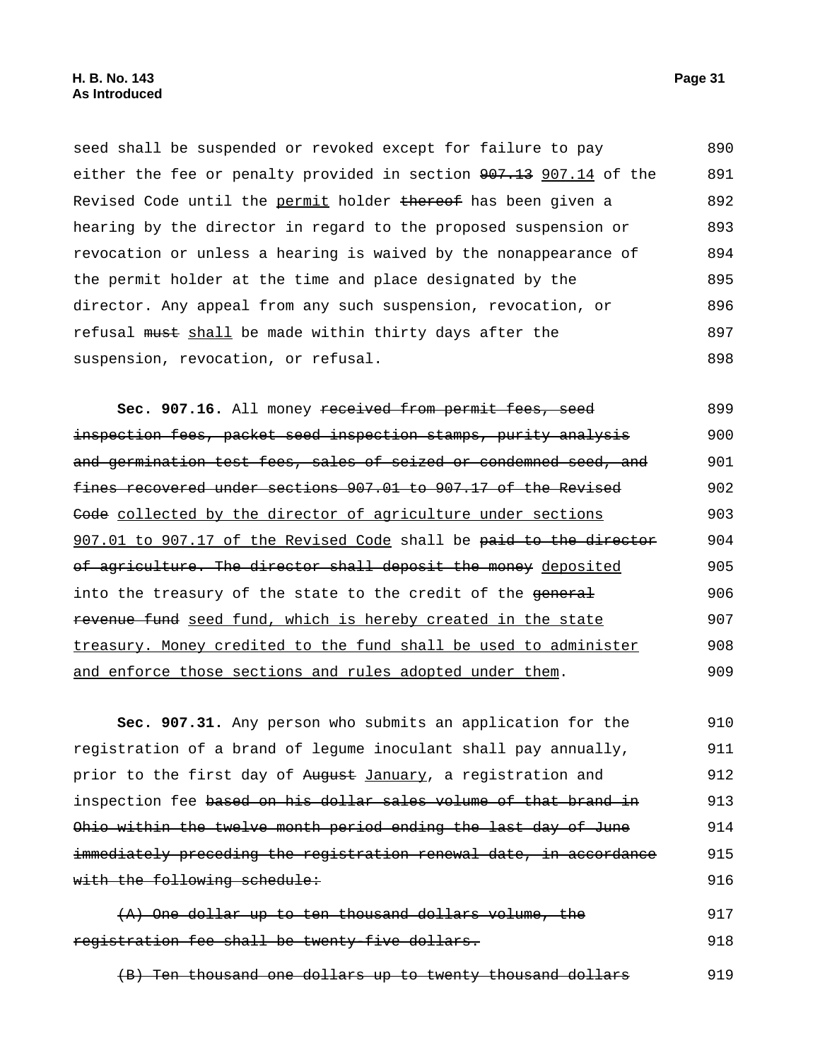seed shall be suspended or revoked except for failure to pay either the fee or penalty provided in section ~~907.13~~ <u>907.14</u> of the Revised Code until the <u>permit</u> holder ~~thereof~~ has been given a hearing by the director in regard to the proposed suspension or revocation or unless a hearing is waived by the nonappearance of the permit holder at the time and place designated by the director. Any appeal from any such suspension, revocation, or refusal ~~must~~ <u>shall</u> be made within thirty days after the suspension, revocation, or refusal.

**Sec. 907.16.** All money ~~received from permit fees, seed inspection fees, packet seed inspection stamps, purity analysis and germination test fees, sales of seized or condemned seed, and fines recovered under sections 907.01 to 907.17 of the Revised Code~~ <u>collected by the director of agriculture under sections 907.01 to 907.17 of the Revised Code</u> shall be ~~paid to the director of agriculture. The director shall deposit the money~~ <u>deposited</u> into the treasury of the state to the credit of the ~~general revenue fund~~ <u>seed fund, which is hereby created in the state treasury. Money credited to the fund shall be used to administer and enforce those sections and rules adopted under them</u>.

**Sec. 907.31.** Any person who submits an application for the registration of a brand of legume inoculant shall pay annually, prior to the first day of ~~August~~ <u>January</u>, a registration and inspection fee ~~based on his dollar sales volume of that brand in Ohio within the twelve month period ending the last day of June immediately preceding the registration renewal date, in accordance with the following schedule:~~

~~(A) One dollar up to ten thousand dollars volume, the registration fee shall be twenty-five dollars.~~

~~(B) Ten thousand one dollars up to twenty thousand dollars~~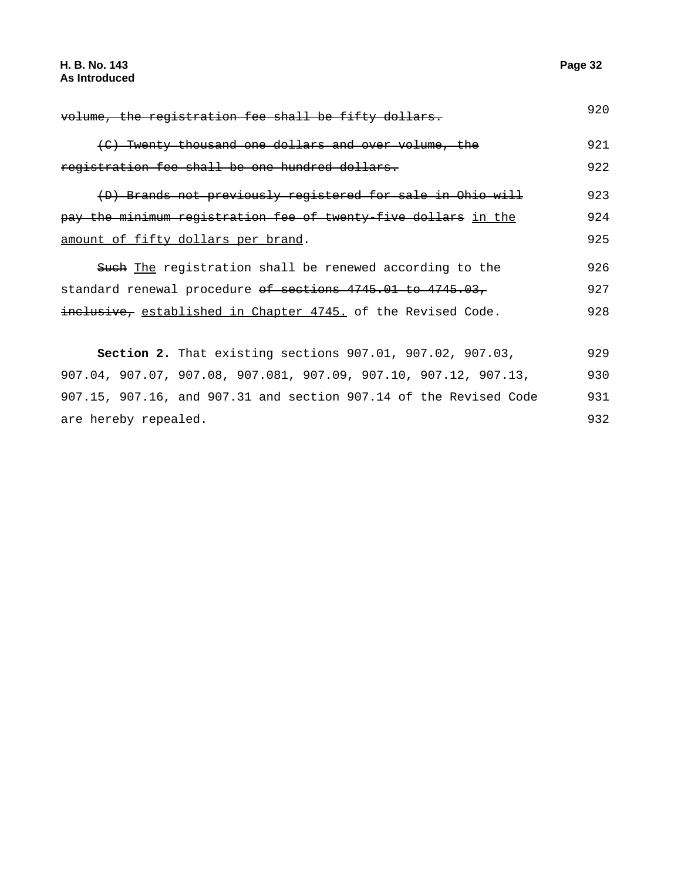~~volume, the registration fee shall be fifty dollars.~~ 920

~~(C) Twenty thousand one dollars and over volume, the~~ 921
~~registration fee shall be one hundred dollars.~~ 922

~~(D) Brands not previously registered for sale in Ohio will~~ 923
~~pay the minimum registration fee of twenty-five dollars~~ <u>in the</u> 924
<u>amount of fifty dollars per brand</u>. 925

~~Such~~ <u>The</u> registration shall be renewed according to the 926
standard renewal procedure ~~of sections 4745.01 to 4745.03,~~ 927
~~inclusive,~~ <u>established in Chapter 4745.</u> of the Revised Code. 928

**Section 2.** That existing sections 907.01, 907.02, 907.03, 929
907.04, 907.07, 907.08, 907.081, 907.09, 907.10, 907.12, 907.13, 930
907.15, 907.16, and 907.31 and section 907.14 of the Revised Code 931
are hereby repealed. 932